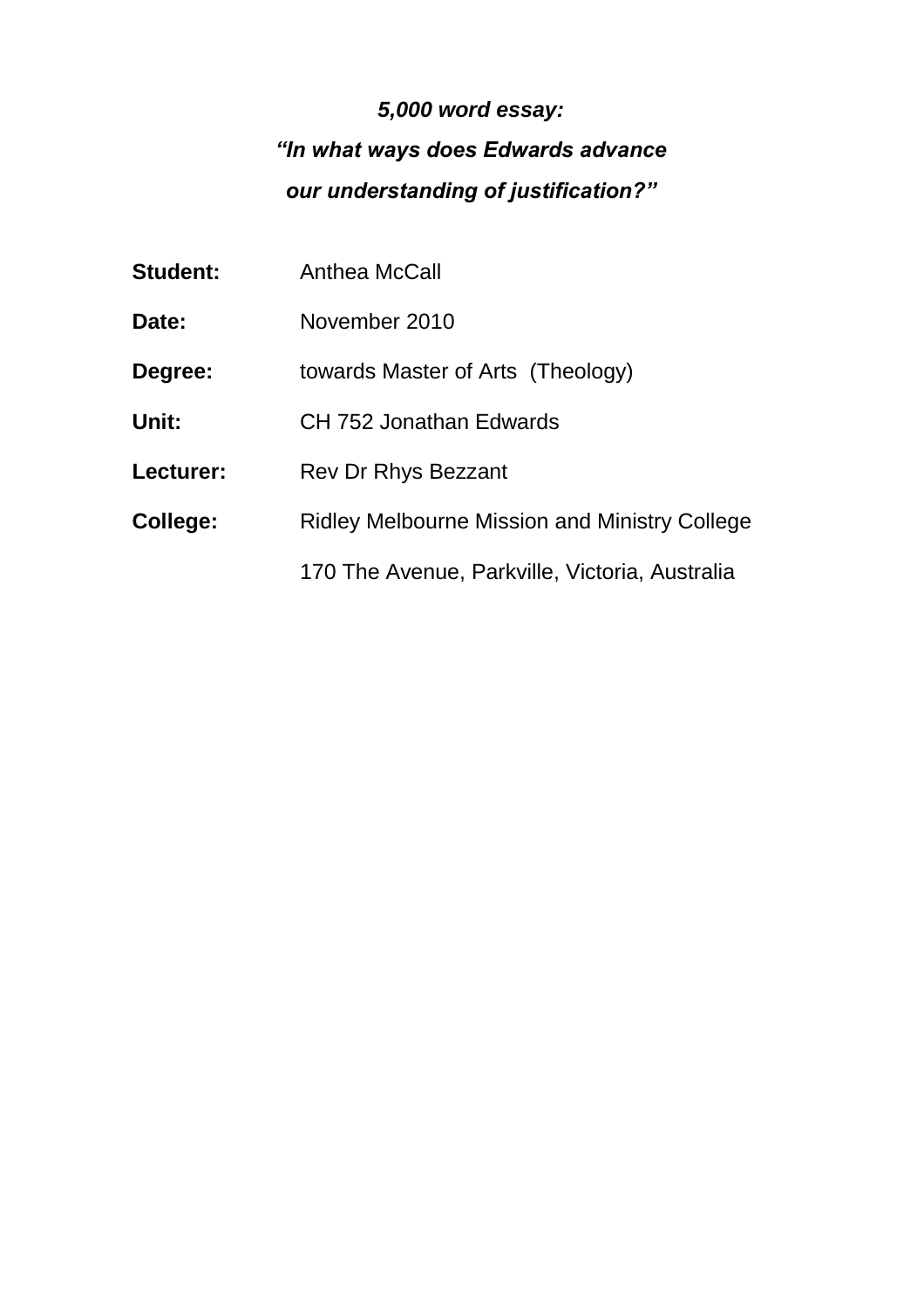***5,000 word essay:***

***"In what ways does Edwards advance our understanding of justification?"***

| | |
|---|---|
| **Student:** | Anthea McCall |
| **Date:** | November 2010 |
| **Degree:** | towards Master of Arts (Theology) |
| **Unit:** | CH 752 Jonathan Edwards |
| **Lecturer:** | Rev Dr Rhys Bezzant |
| **College:** | Ridley Melbourne Mission and Ministry College |
| | 170 The Avenue, Parkville, Victoria, Australia |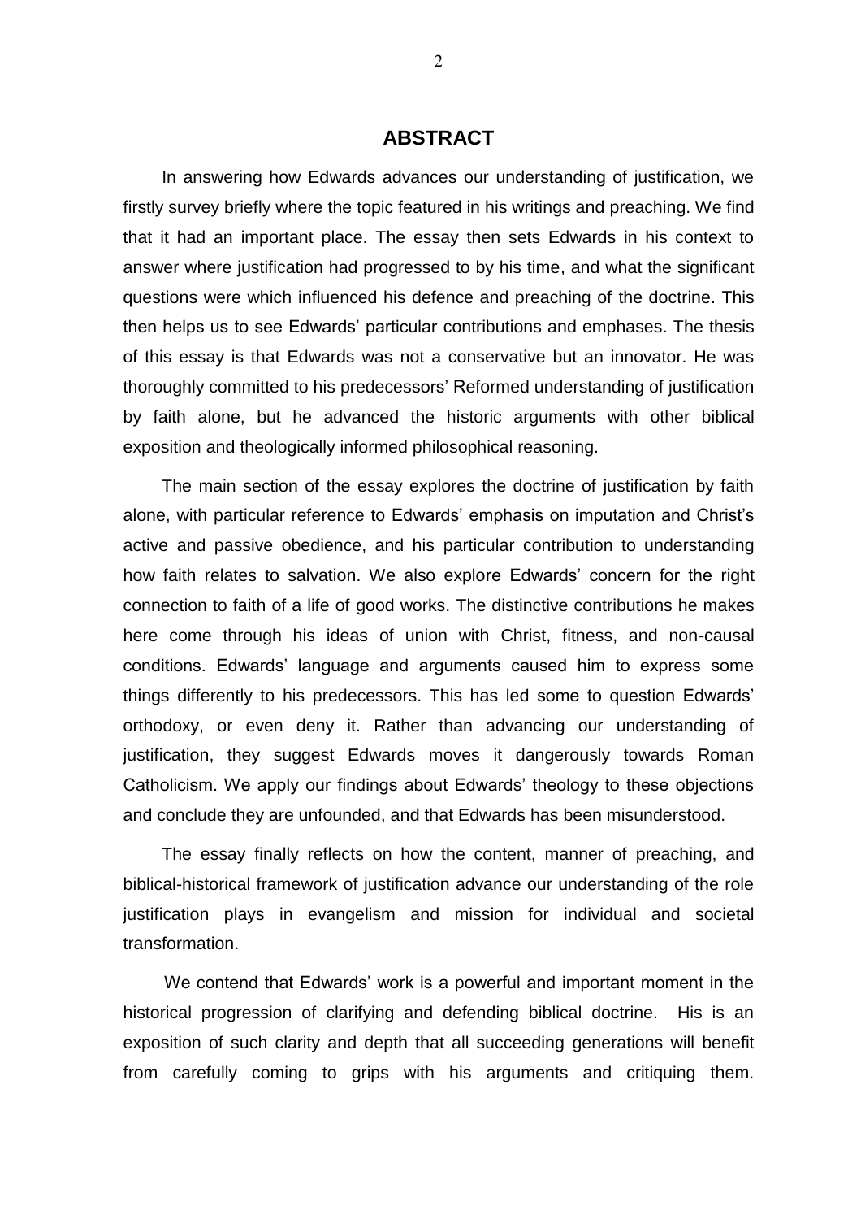## ABSTRACT

In answering how Edwards advances our understanding of justification, we firstly survey briefly where the topic featured in his writings and preaching. We find that it had an important place. The essay then sets Edwards in his context to answer where justification had progressed to by his time, and what the significant questions were which influenced his defence and preaching of the doctrine. This then helps us to see Edwards' particular contributions and emphases. The thesis of this essay is that Edwards was not a conservative but an innovator. He was thoroughly committed to his predecessors' Reformed understanding of justification by faith alone, but he advanced the historic arguments with other biblical exposition and theologically informed philosophical reasoning.

The main section of the essay explores the doctrine of justification by faith alone, with particular reference to Edwards' emphasis on imputation and Christ's active and passive obedience, and his particular contribution to understanding how faith relates to salvation. We also explore Edwards' concern for the right connection to faith of a life of good works. The distinctive contributions he makes here come through his ideas of union with Christ, fitness, and non-causal conditions. Edwards' language and arguments caused him to express some things differently to his predecessors. This has led some to question Edwards' orthodoxy, or even deny it. Rather than advancing our understanding of justification, they suggest Edwards moves it dangerously towards Roman Catholicism. We apply our findings about Edwards' theology to these objections and conclude they are unfounded, and that Edwards has been misunderstood.

The essay finally reflects on how the content, manner of preaching, and biblical-historical framework of justification advance our understanding of the role justification plays in evangelism and mission for individual and societal transformation.

We contend that Edwards' work is a powerful and important moment in the historical progression of clarifying and defending biblical doctrine. His is an exposition of such clarity and depth that all succeeding generations will benefit from carefully coming to grips with his arguments and critiquing them.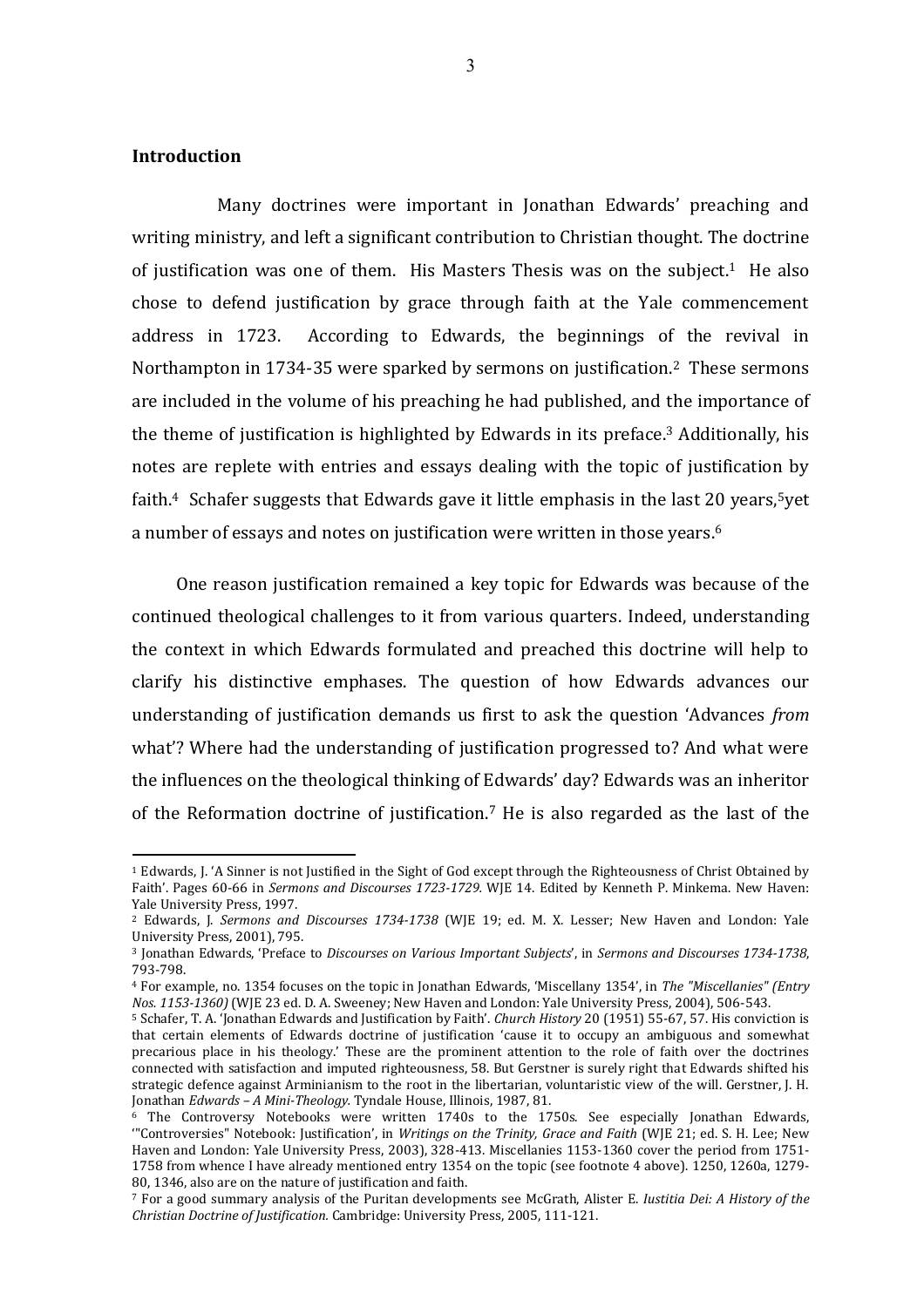## Introduction

Many doctrines were important in Jonathan Edwards' preaching and writing ministry, and left a significant contribution to Christian thought. The doctrine of justification was one of them. His Masters Thesis was on the subject.[1] He also chose to defend justification by grace through faith at the Yale commencement address in 1723. According to Edwards, the beginnings of the revival in Northampton in 1734-35 were sparked by sermons on justification.[2] These sermons are included in the volume of his preaching he had published, and the importance of the theme of justification is highlighted by Edwards in its preface.[3] Additionally, his notes are replete with entries and essays dealing with the topic of justification by faith.[4] Schafer suggests that Edwards gave it little emphasis in the last 20 years,[5]yet a number of essays and notes on justification were written in those years.[6]

One reason justification remained a key topic for Edwards was because of the continued theological challenges to it from various quarters. Indeed, understanding the context in which Edwards formulated and preached this doctrine will help to clarify his distinctive emphases. The question of how Edwards advances our understanding of justification demands us first to ask the question 'Advances *from* what'? Where had the understanding of justification progressed to? And what were the influences on the theological thinking of Edwards' day? Edwards was an inheritor of the Reformation doctrine of justification.[7] He is also regarded as the last of the

---

[1] Edwards, J. 'A Sinner is not Justified in the Sight of God except through the Righteousness of Christ Obtained by Faith'. Pages 60-66 in *Sermons and Discourses 1723-1729.* WJE 14. Edited by Kenneth P. Minkema. New Haven: Yale University Press, 1997.

[2] Edwards, J. *Sermons and Discourses 1734-1738* (WJE 19; ed. M. X. Lesser; New Haven and London: Yale University Press, 2001), 795.

[3] Jonathan Edwards, 'Preface to *Discourses on Various Important Subjects*', in *Sermons and Discourses 1734-1738*, 793-798.

[4] For example, no. 1354 focuses on the topic in Jonathan Edwards, 'Miscellany 1354', in *The "Miscellanies" (Entry Nos. 1153-1360)* (WJE 23 ed. D. A. Sweeney; New Haven and London: Yale University Press, 2004), 506-543.

[5] Schafer, T. A. 'Jonathan Edwards and Justification by Faith'. *Church History* 20 (1951) 55-67, 57. His conviction is that certain elements of Edwards doctrine of justification 'cause it to occupy an ambiguous and somewhat precarious place in his theology.' These are the prominent attention to the role of faith over the doctrines connected with satisfaction and imputed righteousness, 58. But Gerstner is surely right that Edwards shifted his strategic defence against Arminianism to the root in the libertarian, voluntaristic view of the will. Gerstner, J. H. Jonathan *Edwards – A Mini-Theology.* Tyndale House, Illinois, 1987, 81.

[6] The Controversy Notebooks were written 1740s to the 1750s. See especially Jonathan Edwards, '"Controversies" Notebook: Justification', in *Writings on the Trinity, Grace and Faith* (WJE 21; ed. S. H. Lee; New Haven and London: Yale University Press, 2003), 328-413. Miscellanies 1153-1360 cover the period from 1751-1758 from whence I have already mentioned entry 1354 on the topic (see footnote 4 above). 1250, 1260a, 1279-80, 1346, also are on the nature of justification and faith.

[7] For a good summary analysis of the Puritan developments see McGrath, Alister E. *Iustitia Dei: A History of the Christian Doctrine of Justification.* Cambridge: University Press, 2005, 111-121.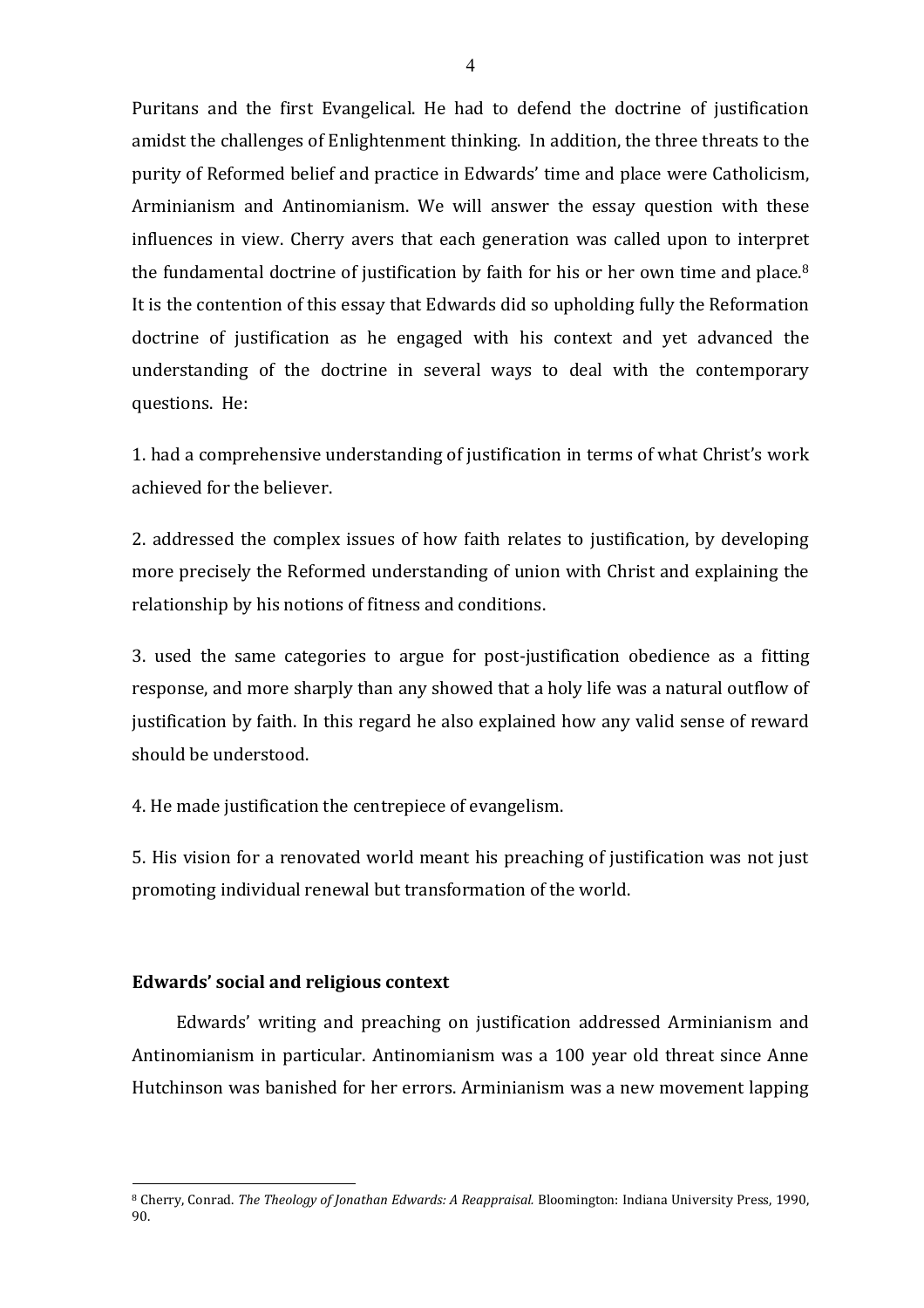Puritans and the first Evangelical. He had to defend the doctrine of justification amidst the challenges of Enlightenment thinking. In addition, the three threats to the purity of Reformed belief and practice in Edwards' time and place were Catholicism, Arminianism and Antinomianism. We will answer the essay question with these influences in view. Cherry avers that each generation was called upon to interpret the fundamental doctrine of justification by faith for his or her own time and place.[8] It is the contention of this essay that Edwards did so upholding fully the Reformation doctrine of justification as he engaged with his context and yet advanced the understanding of the doctrine in several ways to deal with the contemporary questions. He:

1. had a comprehensive understanding of justification in terms of what Christ's work achieved for the believer.

2. addressed the complex issues of how faith relates to justification, by developing more precisely the Reformed understanding of union with Christ and explaining the relationship by his notions of fitness and conditions.

3. used the same categories to argue for post-justification obedience as a fitting response, and more sharply than any showed that a holy life was a natural outflow of justification by faith. In this regard he also explained how any valid sense of reward should be understood.

4. He made justification the centrepiece of evangelism.

5. His vision for a renovated world meant his preaching of justification was not just promoting individual renewal but transformation of the world.

### Edwards' social and religious context

Edwards' writing and preaching on justification addressed Arminianism and Antinomianism in particular. Antinomianism was a 100 year old threat since Anne Hutchinson was banished for her errors. Arminianism was a new movement lapping

[8] Cherry, Conrad. *The Theology of Jonathan Edwards: A Reappraisal.* Bloomington: Indiana University Press, 1990, 90.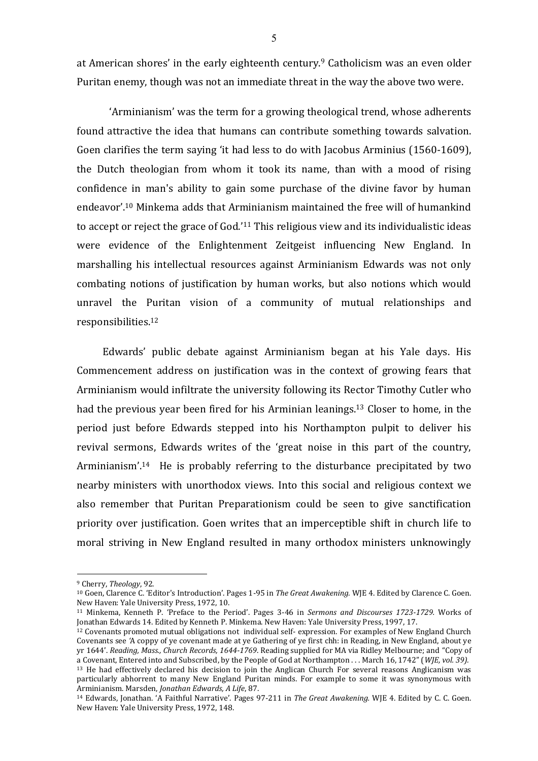at American shores' in the early eighteenth century.[9] Catholicism was an even older Puritan enemy, though was not an immediate threat in the way the above two were.

'Arminianism' was the term for a growing theological trend, whose adherents found attractive the idea that humans can contribute something towards salvation. Goen clarifies the term saying 'it had less to do with Jacobus Arminius (1560-1609), the Dutch theologian from whom it took its name, than with a mood of rising confidence in man's ability to gain some purchase of the divine favor by human endeavor'.[10] Minkema adds that Arminianism maintained the free will of humankind to accept or reject the grace of God.'[11] This religious view and its individualistic ideas were evidence of the Enlightenment Zeitgeist influencing New England. In marshalling his intellectual resources against Arminianism Edwards was not only combating notions of justification by human works, but also notions which would unravel the Puritan vision of a community of mutual relationships and responsibilities.[12]

Edwards' public debate against Arminianism began at his Yale days. His Commencement address on justification was in the context of growing fears that Arminianism would infiltrate the university following its Rector Timothy Cutler who had the previous year been fired for his Arminian leanings.[13] Closer to home, in the period just before Edwards stepped into his Northampton pulpit to deliver his revival sermons, Edwards writes of the 'great noise in this part of the country, Arminianism'.[14] He is probably referring to the disturbance precipitated by two nearby ministers with unorthodox views. Into this social and religious context we also remember that Puritan Preparationism could be seen to give sanctification priority over justification. Goen writes that an imperceptible shift in church life to moral striving in New England resulted in many orthodox ministers unknowingly

---

[9] Cherry, *Theology*, 92.

[10] Goen, Clarence C. 'Editor's Introduction'. Pages 1-95 in *The Great Awakening.* WJE 4. Edited by Clarence C. Goen. New Haven: Yale University Press, 1972, 10.

[11] Minkema, Kenneth P. 'Preface to the Period'. Pages 3-46 in *Sermons and Discourses 1723-1729*. Works of Jonathan Edwards 14. Edited by Kenneth P. Minkema. New Haven: Yale University Press, 1997, 17.

[12] Covenants promoted mutual obligations not individual self- expression. For examples of New England Church Covenants see 'A coppy of ye covenant made at ye Gathering of ye first chh: in Reading, in New England, about ye yr 1644'. *Reading, Mass., Church Records, 1644-1769*. Reading supplied for MA via Ridley Melbourne; and "Copy of a Covenant, Entered into and Subscribed, by the People of God at Northampton . . . March 16, 1742" (*WJE, vol. 39).*

[13] He had effectively declared his decision to join the Anglican Church For several reasons Anglicanism was particularly abhorrent to many New England Puritan minds. For example to some it was synonymous with Arminianism. Marsden, *Jonathan Edwards, A Life*, 87.

[14] Edwards, Jonathan. 'A Faithful Narrative'. Pages 97-211 in *The Great Awakening.* WJE 4. Edited by C. C. Goen. New Haven: Yale University Press, 1972, 148.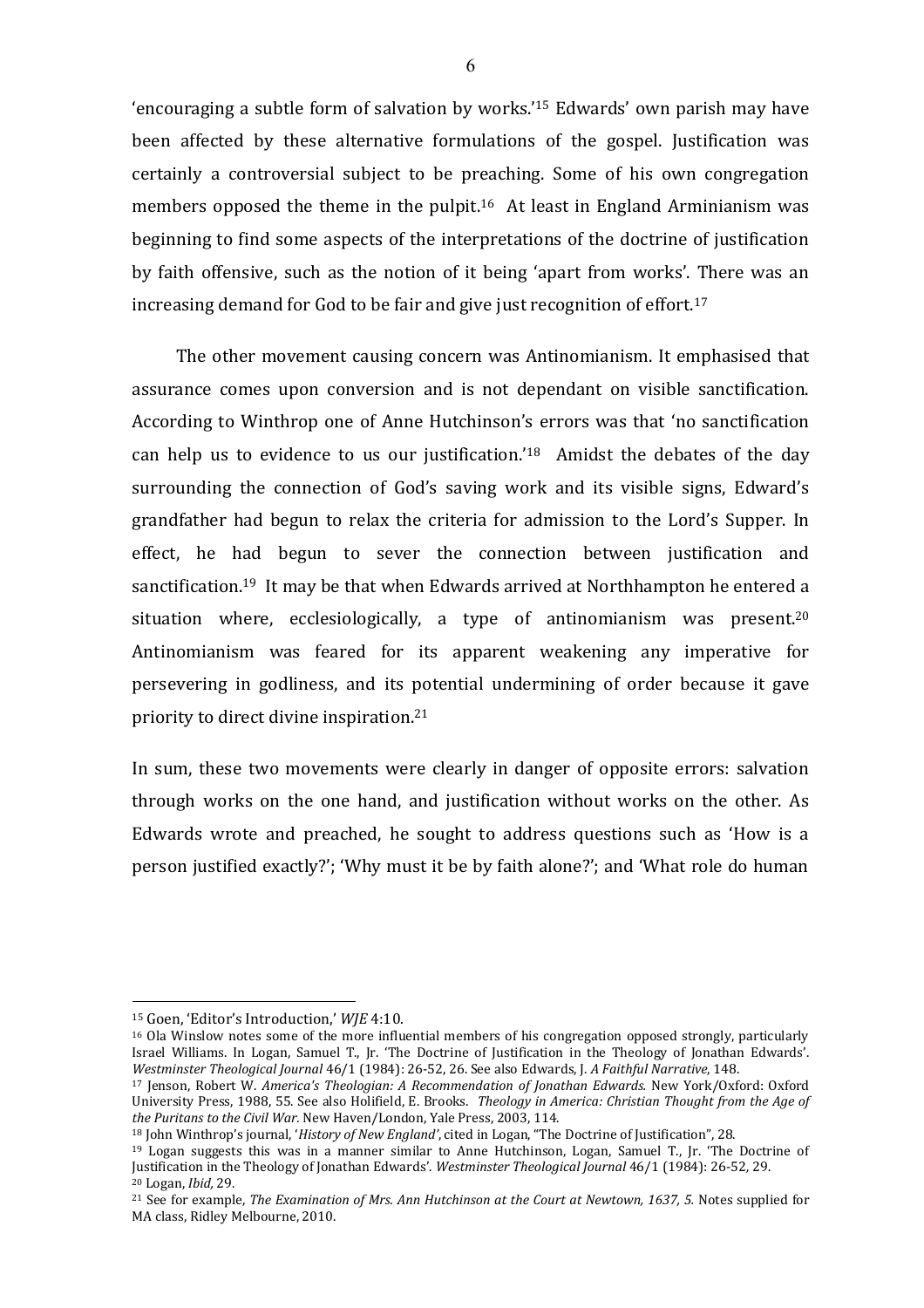'encouraging a subtle form of salvation by works.'[15] Edwards' own parish may have been affected by these alternative formulations of the gospel. Justification was certainly a controversial subject to be preaching. Some of his own congregation members opposed the theme in the pulpit.[16] At least in England Arminianism was beginning to find some aspects of the interpretations of the doctrine of justification by faith offensive, such as the notion of it being 'apart from works'. There was an increasing demand for God to be fair and give just recognition of effort.[17]

The other movement causing concern was Antinomianism. It emphasised that assurance comes upon conversion and is not dependant on visible sanctification. According to Winthrop one of Anne Hutchinson's errors was that 'no sanctification can help us to evidence to us our justification.'[18] Amidst the debates of the day surrounding the connection of God's saving work and its visible signs, Edward's grandfather had begun to relax the criteria for admission to the Lord's Supper. In effect, he had begun to sever the connection between justification and sanctification.[19] It may be that when Edwards arrived at Northhampton he entered a situation where, ecclesiologically, a type of antinomianism was present.[20] Antinomianism was feared for its apparent weakening any imperative for persevering in godliness, and its potential undermining of order because it gave priority to direct divine inspiration.[21]

In sum, these two movements were clearly in danger of opposite errors: salvation through works on the one hand, and justification without works on the other. As Edwards wrote and preached, he sought to address questions such as 'How is a person justified exactly?'; 'Why must it be by faith alone?'; and 'What role do human

---

[15] Goen, 'Editor's Introduction,' *WJE* 4:10.

[16] Ola Winslow notes some of the more influential members of his congregation opposed strongly, particularly Israel Williams. In Logan, Samuel T., Jr. 'The Doctrine of Justification in the Theology of Jonathan Edwards'. *Westminster Theological Journal* 46/1 (1984): 26-52, 26. See also Edwards, J. *A Faithful Narrative*, 148.

[17] Jenson, Robert W. *America's Theologian: A Recommendation of Jonathan Edwards*. New York/Oxford: Oxford University Press, 1988, 55. See also Holifield, E. Brooks. *Theology in America: Christian Thought from the Age of the Puritans to the Civil War.* New Haven/London, Yale Press, 2003, 114.

[18] John Winthrop's journal, '*History of New England'*, cited in Logan, "The Doctrine of Justification", 28.

[19] Logan suggests this was in a manner similar to Anne Hutchinson, Logan, Samuel T., Jr. 'The Doctrine of Justification in the Theology of Jonathan Edwards'. *Westminster Theological Journal* 46/1 (1984): 26-52, 29.

[20] Logan, *Ibid,* 29.

[21] See for example, *The Examination of Mrs. Ann Hutchinson at the Court at Newtown, 1637, 5.* Notes supplied for MA class, Ridley Melbourne, 2010.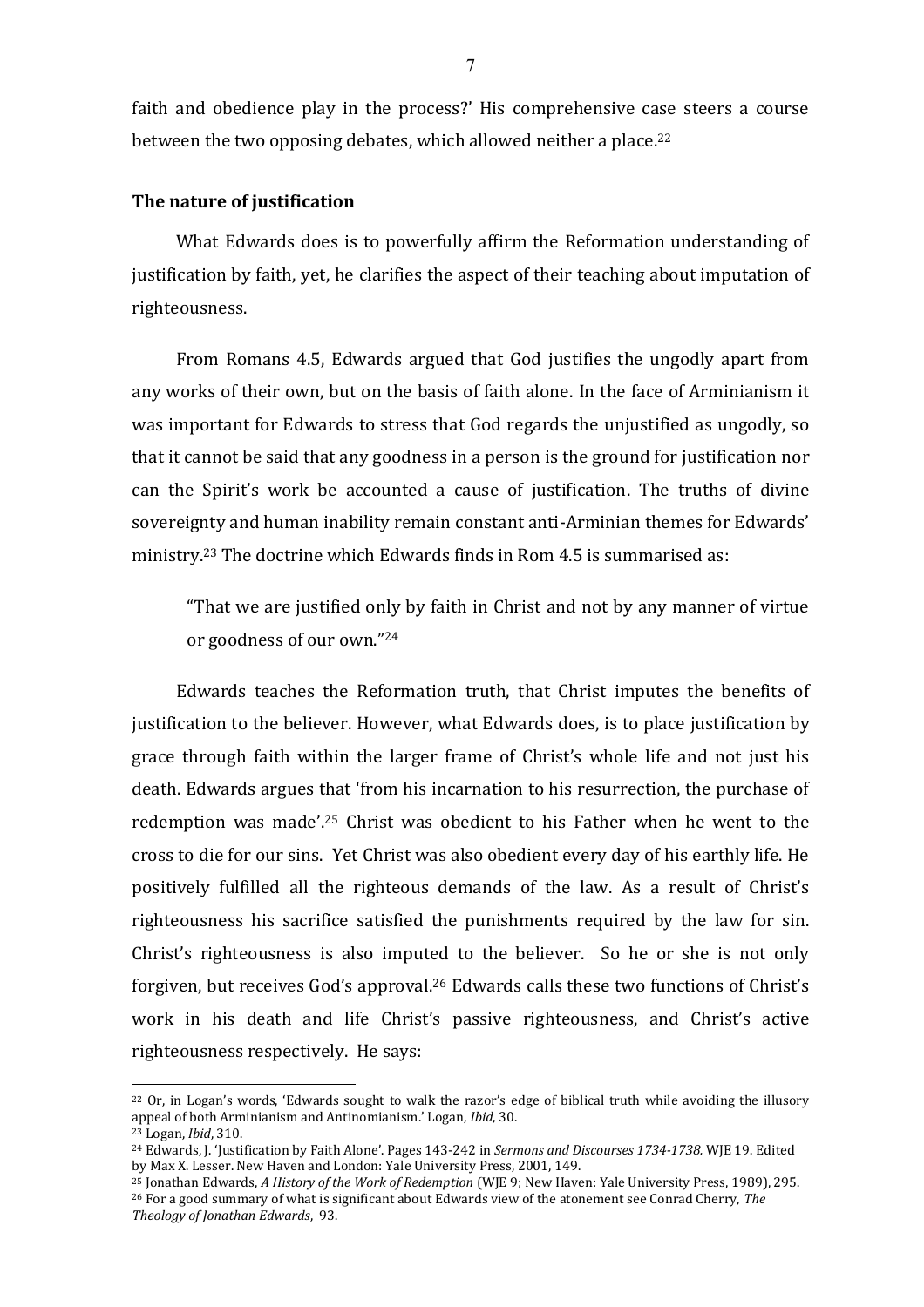faith and obedience play in the process?' His comprehensive case steers a course between the two opposing debates, which allowed neither a place.[22]

### The nature of justification

What Edwards does is to powerfully affirm the Reformation understanding of justification by faith, yet, he clarifies the aspect of their teaching about imputation of righteousness.

From Romans 4.5, Edwards argued that God justifies the ungodly apart from any works of their own, but on the basis of faith alone. In the face of Arminianism it was important for Edwards to stress that God regards the unjustified as ungodly, so that it cannot be said that any goodness in a person is the ground for justification nor can the Spirit's work be accounted a cause of justification. The truths of divine sovereignty and human inability remain constant anti-Arminian themes for Edwards' ministry.[23] The doctrine which Edwards finds in Rom 4.5 is summarised as:

> "That we are justified only by faith in Christ and not by any manner of virtue or goodness of our own."[24]

Edwards teaches the Reformation truth, that Christ imputes the benefits of justification to the believer. However, what Edwards does, is to place justification by grace through faith within the larger frame of Christ's whole life and not just his death. Edwards argues that 'from his incarnation to his resurrection, the purchase of redemption was made'.[25] Christ was obedient to his Father when he went to the cross to die for our sins. Yet Christ was also obedient every day of his earthly life. He positively fulfilled all the righteous demands of the law. As a result of Christ's righteousness his sacrifice satisfied the punishments required by the law for sin. Christ's righteousness is also imputed to the believer. So he or she is not only forgiven, but receives God's approval.[26] Edwards calls these two functions of Christ's work in his death and life Christ's passive righteousness, and Christ's active righteousness respectively. He says:

---

[22] Or, in Logan's words, 'Edwards sought to walk the razor's edge of biblical truth while avoiding the illusory appeal of both Arminianism and Antinomianism.' Logan, *Ibid*, 30.

[23] Logan, *Ibid*, 310.

[24] Edwards, J. 'Justification by Faith Alone'. Pages 143-242 in *Sermons and Discourses 1734-1738.* WJE 19. Edited by Max X. Lesser. New Haven and London: Yale University Press, 2001, 149.

[25] Jonathan Edwards, *A History of the Work of Redemption* (WJE 9; New Haven: Yale University Press, 1989), 295.

[26] For a good summary of what is significant about Edwards view of the atonement see Conrad Cherry, *The Theology of Jonathan Edwards*, 93.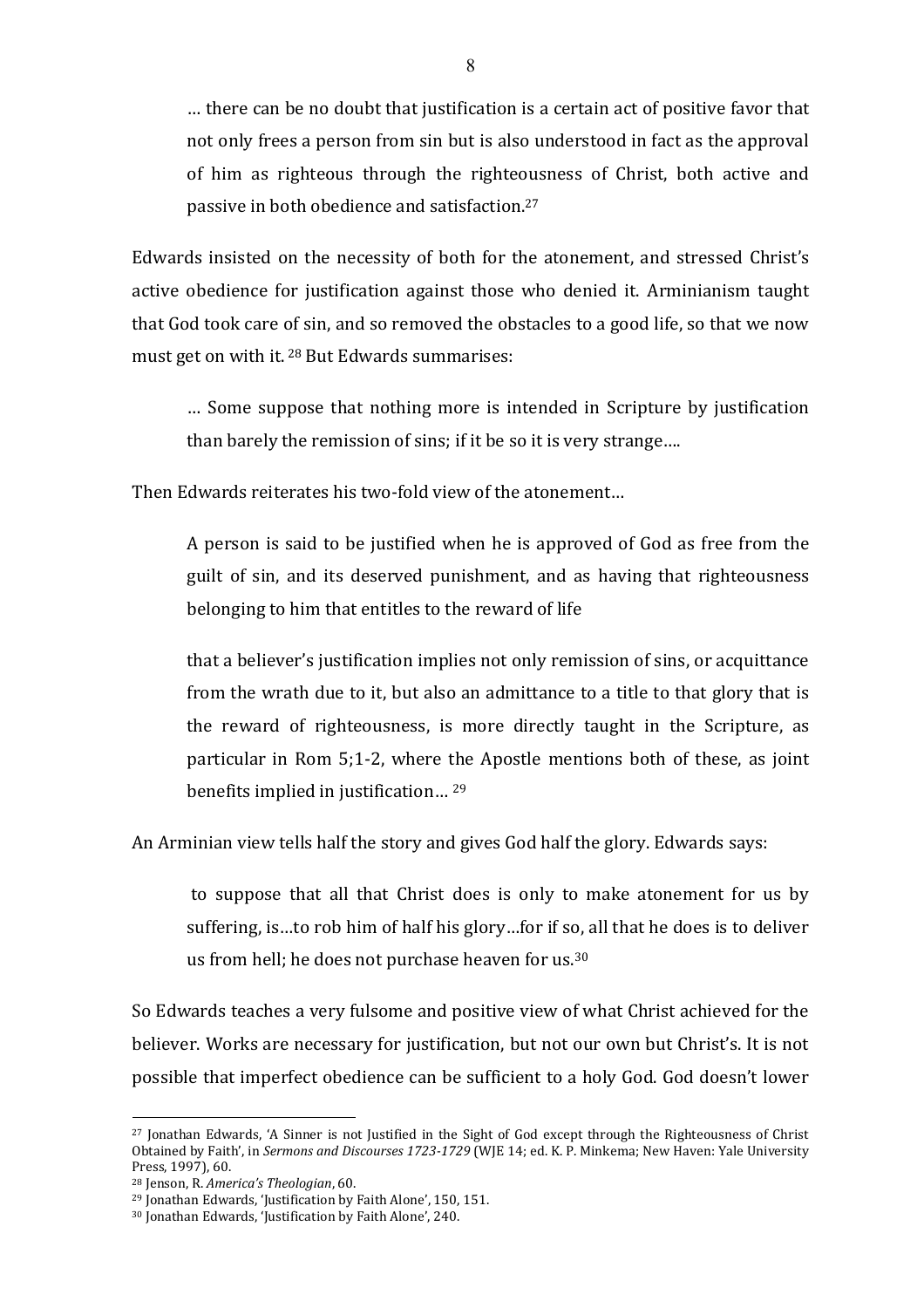> … there can be no doubt that justification is a certain act of positive favor that not only frees a person from sin but is also understood in fact as the approval of him as righteous through the righteousness of Christ, both active and passive in both obedience and satisfaction.[27]

Edwards insisted on the necessity of both for the atonement, and stressed Christ's active obedience for justification against those who denied it. Arminianism taught that God took care of sin, and so removed the obstacles to a good life, so that we now must get on with it. [28] But Edwards summarises:

> … Some suppose that nothing more is intended in Scripture by justification than barely the remission of sins; if it be so it is very strange….

Then Edwards reiterates his two-fold view of the atonement…

> A person is said to be justified when he is approved of God as free from the guilt of sin, and its deserved punishment, and as having that righteousness belonging to him that entitles to the reward of life
>
> that a believer's justification implies not only remission of sins, or acquittance from the wrath due to it, but also an admittance to a title to that glory that is the reward of righteousness, is more directly taught in the Scripture, as particular in Rom 5;1-2, where the Apostle mentions both of these, as joint benefits implied in justification… [29]

An Arminian view tells half the story and gives God half the glory. Edwards says:

> to suppose that all that Christ does is only to make atonement for us by suffering, is…to rob him of half his glory…for if so, all that he does is to deliver us from hell; he does not purchase heaven for us.[30]

So Edwards teaches a very fulsome and positive view of what Christ achieved for the believer. Works are necessary for justification, but not our own but Christ's. It is not possible that imperfect obedience can be sufficient to a holy God. God doesn't lower

---

[27] Jonathan Edwards, 'A Sinner is not Justified in the Sight of God except through the Righteousness of Christ Obtained by Faith', in *Sermons and Discourses 1723-1729* (WJE 14; ed. K. P. Minkema; New Haven: Yale University Press, 1997), 60.

[28] Jenson, R. *America's Theologian*, 60.

[29] Jonathan Edwards, 'Justification by Faith Alone', 150, 151.

[30] Jonathan Edwards, 'Justification by Faith Alone', 240.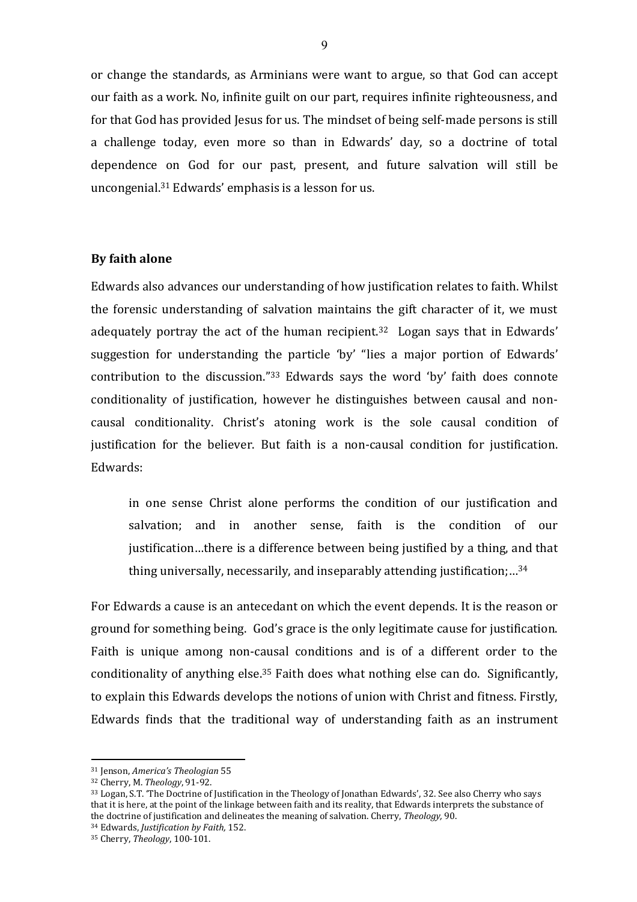or change the standards, as Arminians were want to argue, so that God can accept our faith as a work. No, infinite guilt on our part, requires infinite righteousness, and for that God has provided Jesus for us. The mindset of being self-made persons is still a challenge today, even more so than in Edwards' day, so a doctrine of total dependence on God for our past, present, and future salvation will still be uncongenial.[31] Edwards' emphasis is a lesson for us.

**By faith alone**

Edwards also advances our understanding of how justification relates to faith. Whilst the forensic understanding of salvation maintains the gift character of it, we must adequately portray the act of the human recipient.[32] Logan says that in Edwards' suggestion for understanding the particle 'by' "lies a major portion of Edwards' contribution to the discussion."[33] Edwards says the word 'by' faith does connote conditionality of justification, however he distinguishes between causal and non-causal conditionality. Christ's atoning work is the sole causal condition of justification for the believer. But faith is a non-causal condition for justification. Edwards:

> in one sense Christ alone performs the condition of our justification and salvation; and in another sense, faith is the condition of our justification…there is a difference between being justified by a thing, and that thing universally, necessarily, and inseparably attending justification;…[34]

For Edwards a cause is an antecedant on which the event depends. It is the reason or ground for something being. God's grace is the only legitimate cause for justification. Faith is unique among non-causal conditions and is of a different order to the conditionality of anything else.[35] Faith does what nothing else can do. Significantly, to explain this Edwards develops the notions of union with Christ and fitness. Firstly, Edwards finds that the traditional way of understanding faith as an instrument

---

[31] Jenson, *America's Theologian* 55

[32] Cherry, M. *Theology*, 91-92.

[33] Logan, S.T. 'The Doctrine of Justification in the Theology of Jonathan Edwards', 32. See also Cherry who says that it is here, at the point of the linkage between faith and its reality, that Edwards interprets the substance of the doctrine of justification and delineates the meaning of salvation. Cherry, *Theology,* 90.

[34] Edwards, *Justification by Faith,* 152.

[35] Cherry, *Theology*, 100-101.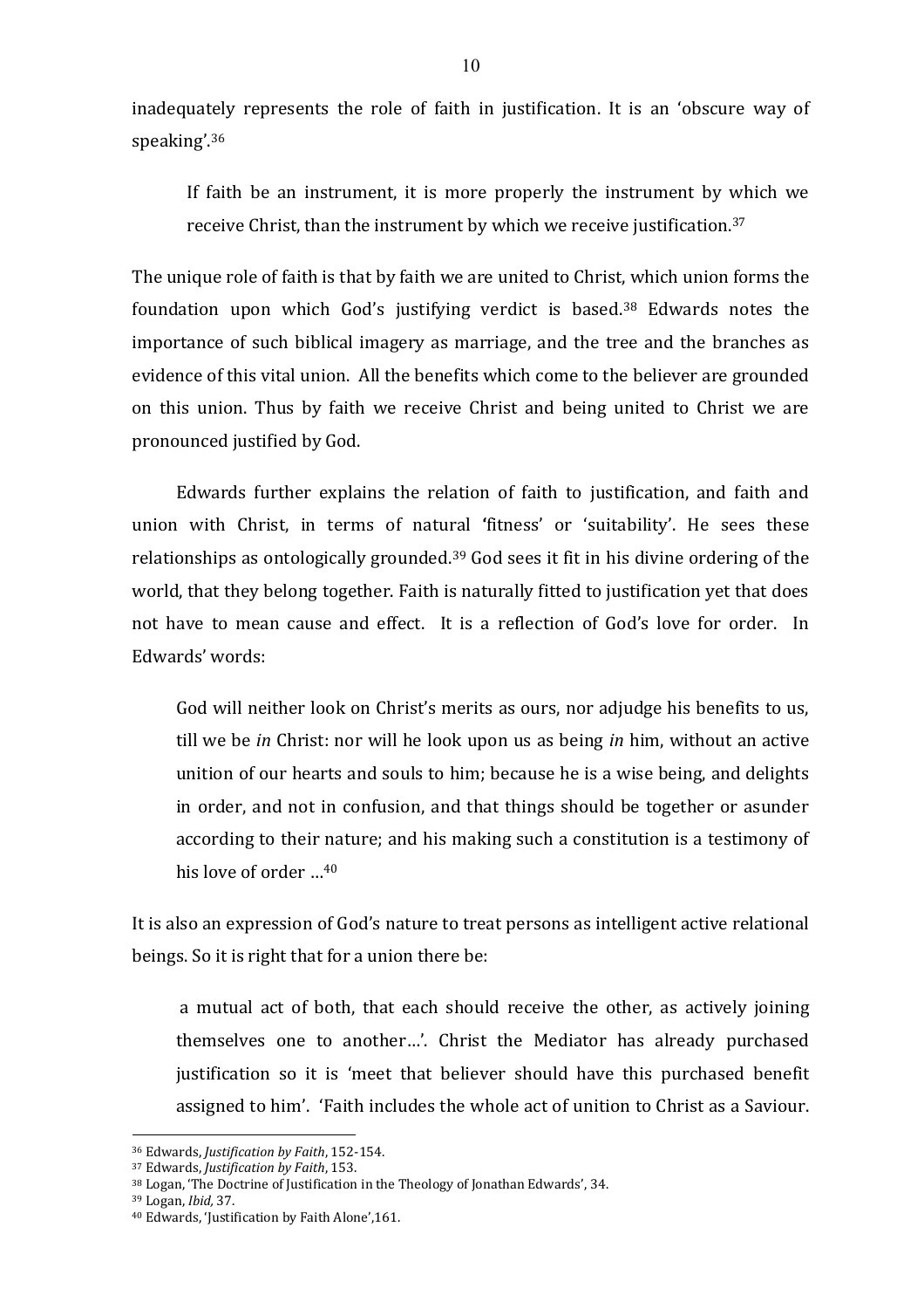inadequately represents the role of faith in justification. It is an 'obscure way of speaking'.[36]

> If faith be an instrument, it is more properly the instrument by which we receive Christ, than the instrument by which we receive justification.[37]

The unique role of faith is that by faith we are united to Christ, which union forms the foundation upon which God's justifying verdict is based.[38] Edwards notes the importance of such biblical imagery as marriage, and the tree and the branches as evidence of this vital union. All the benefits which come to the believer are grounded on this union. Thus by faith we receive Christ and being united to Christ we are pronounced justified by God.

Edwards further explains the relation of faith to justification, and faith and union with Christ, in terms of natural 'fitness' or 'suitability'. He sees these relationships as ontologically grounded.[39] God sees it fit in his divine ordering of the world, that they belong together. Faith is naturally fitted to justification yet that does not have to mean cause and effect. It is a reflection of God's love for order. In Edwards' words:

> God will neither look on Christ's merits as ours, nor adjudge his benefits to us, till we be *in* Christ: nor will he look upon us as being *in* him, without an active unition of our hearts and souls to him; because he is a wise being, and delights in order, and not in confusion, and that things should be together or asunder according to their nature; and his making such a constitution is a testimony of his love of order …[40]

It is also an expression of God's nature to treat persons as intelligent active relational beings. So it is right that for a union there be:

> a mutual act of both, that each should receive the other, as actively joining themselves one to another…'. Christ the Mediator has already purchased justification so it is 'meet that believer should have this purchased benefit assigned to him'. 'Faith includes the whole act of unition to Christ as a Saviour.

[36] Edwards, *Justification by Faith*, 152-154.
[37] Edwards, *Justification by Faith*, 153.
[38] Logan, 'The Doctrine of Justification in the Theology of Jonathan Edwards', 34.
[39] Logan, *Ibid,* 37.
[40] Edwards, 'Justification by Faith Alone',161.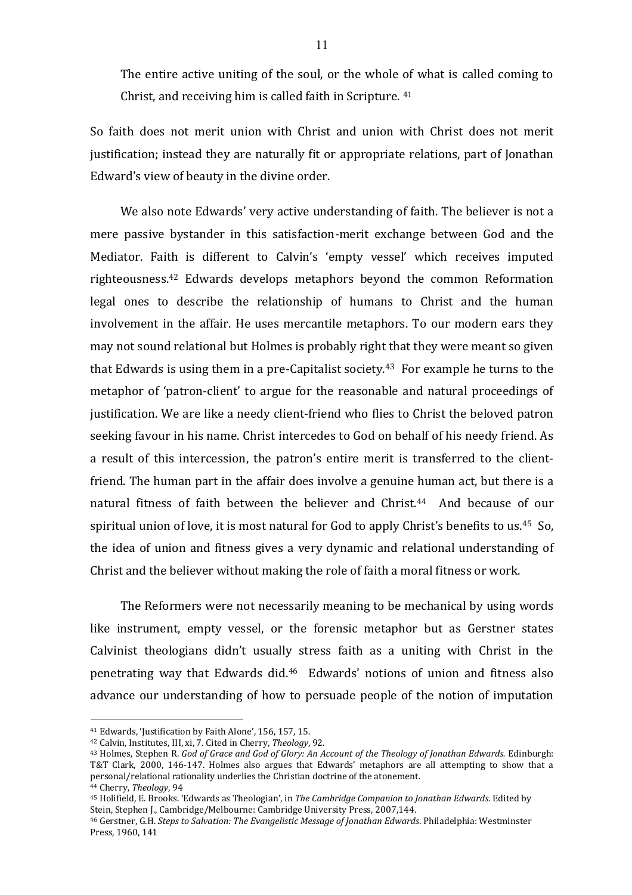> The entire active uniting of the soul, or the whole of what is called coming to Christ, and receiving him is called faith in Scripture. [41]

So faith does not merit union with Christ and union with Christ does not merit justification; instead they are naturally fit or appropriate relations, part of Jonathan Edward's view of beauty in the divine order.

We also note Edwards' very active understanding of faith. The believer is not a mere passive bystander in this satisfaction-merit exchange between God and the Mediator. Faith is different to Calvin's 'empty vessel' which receives imputed righteousness.[42] Edwards develops metaphors beyond the common Reformation legal ones to describe the relationship of humans to Christ and the human involvement in the affair. He uses mercantile metaphors. To our modern ears they may not sound relational but Holmes is probably right that they were meant so given that Edwards is using them in a pre-Capitalist society.[43] For example he turns to the metaphor of 'patron-client' to argue for the reasonable and natural proceedings of justification. We are like a needy client-friend who flies to Christ the beloved patron seeking favour in his name. Christ intercedes to God on behalf of his needy friend. As a result of this intercession, the patron's entire merit is transferred to the client-friend. The human part in the affair does involve a genuine human act, but there is a natural fitness of faith between the believer and Christ.[44] And because of our spiritual union of love, it is most natural for God to apply Christ's benefits to us.[45] So, the idea of union and fitness gives a very dynamic and relational understanding of Christ and the believer without making the role of faith a moral fitness or work.

The Reformers were not necessarily meaning to be mechanical by using words like instrument, empty vessel, or the forensic metaphor but as Gerstner states Calvinist theologians didn't usually stress faith as a uniting with Christ in the penetrating way that Edwards did.[46] Edwards' notions of union and fitness also advance our understanding of how to persuade people of the notion of imputation

---

[41] Edwards, 'Justification by Faith Alone', 156, 157, 15.

[42] Calvin, Institutes, III, xi, 7. Cited in Cherry, *Theology*, 92.

[43] Holmes, Stephen R. *God of Grace and God of Glory: An Account of the Theology of Jonathan Edwards.* Edinburgh: T&T Clark, 2000, 146-147. Holmes also argues that Edwards' metaphors are all attempting to show that a personal/relational rationality underlies the Christian doctrine of the atonement.

[44] Cherry, *Theology*, 94

[45] Holifield, E. Brooks. 'Edwards as Theologian', in *The Cambridge Companion to Jonathan Edwards*. Edited by Stein, Stephen J., Cambridge/Melbourne: Cambridge University Press, 2007,144.

[46] Gerstner, G.H. *Steps to Salvation: The Evangelistic Message of Jonathan Edwards*. Philadelphia: Westminster Press, 1960, 141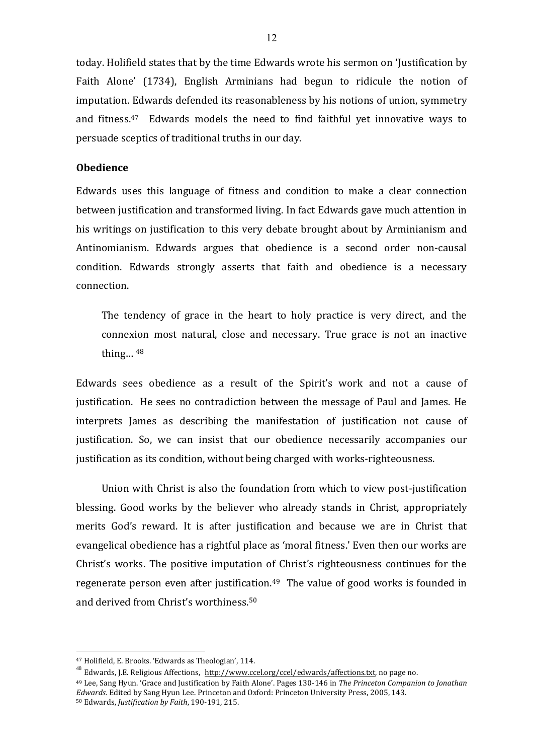today. Holifield states that by the time Edwards wrote his sermon on 'Justification by Faith Alone' (1734), English Arminians had begun to ridicule the notion of imputation. Edwards defended its reasonableness by his notions of union, symmetry and fitness.[47] Edwards models the need to find faithful yet innovative ways to persuade sceptics of traditional truths in our day.

**Obedience**

Edwards uses this language of fitness and condition to make a clear connection between justification and transformed living. In fact Edwards gave much attention in his writings on justification to this very debate brought about by Arminianism and Antinomianism. Edwards argues that obedience is a second order non-causal condition. Edwards strongly asserts that faith and obedience is a necessary connection.

> The tendency of grace in the heart to holy practice is very direct, and the connexion most natural, close and necessary. True grace is not an inactive thing… [48]

Edwards sees obedience as a result of the Spirit's work and not a cause of justification. He sees no contradiction between the message of Paul and James. He interprets James as describing the manifestation of justification not cause of justification. So, we can insist that our obedience necessarily accompanies our justification as its condition, without being charged with works-righteousness.

Union with Christ is also the foundation from which to view post-justification blessing. Good works by the believer who already stands in Christ, appropriately merits God's reward. It is after justification and because we are in Christ that evangelical obedience has a rightful place as 'moral fitness.' Even then our works are Christ's works. The positive imputation of Christ's righteousness continues for the regenerate person even after justification.[49] The value of good works is founded in and derived from Christ's worthiness.[50]

---

[47] Holifield, E. Brooks. 'Edwards as Theologian', 114.

[48] Edwards, J.E. Religious Affections, http://www.ccel.org/ccel/edwards/affections.txt, no page no.

[49] Lee, Sang Hyun. 'Grace and Justification by Faith Alone'. Pages 130-146 in *The Princeton Companion to Jonathan Edwards.* Edited by Sang Hyun Lee. Princeton and Oxford: Princeton University Press, 2005, 143.

[50] Edwards, *Justification by Faith*, 190-191, 215.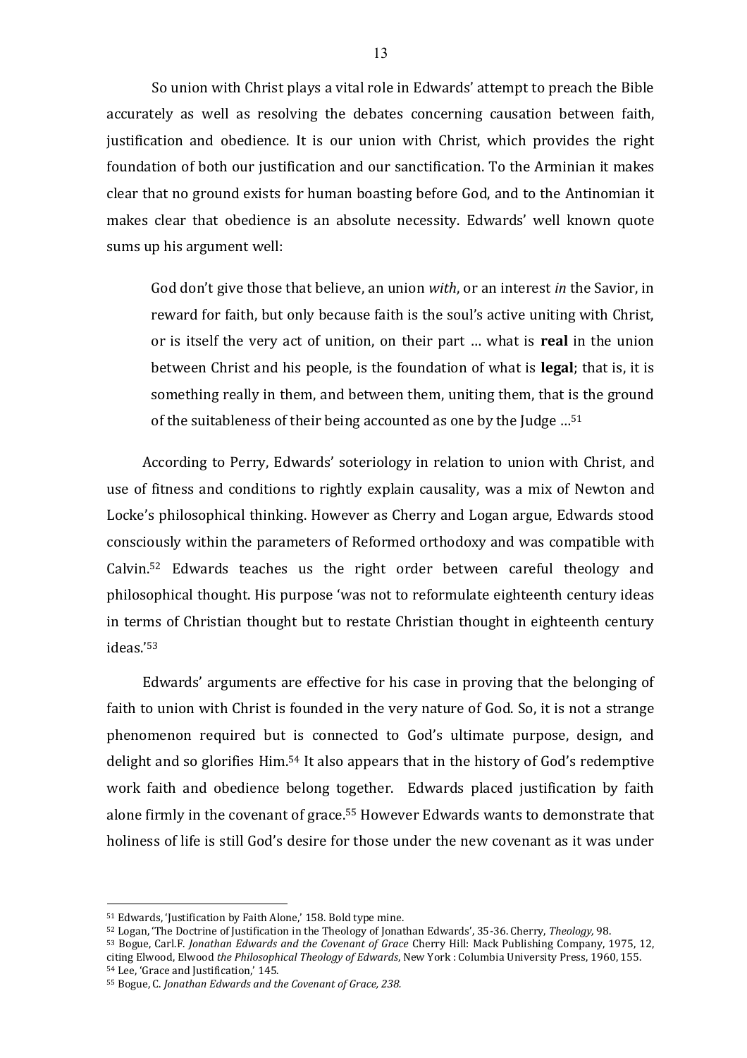So union with Christ plays a vital role in Edwards' attempt to preach the Bible accurately as well as resolving the debates concerning causation between faith, justification and obedience. It is our union with Christ, which provides the right foundation of both our justification and our sanctification. To the Arminian it makes clear that no ground exists for human boasting before God, and to the Antinomian it makes clear that obedience is an absolute necessity. Edwards' well known quote sums up his argument well:

> God don't give those that believe, an union *with*, or an interest *in* the Savior, in reward for faith, but only because faith is the soul's active uniting with Christ, or is itself the very act of unition, on their part … what is **real** in the union between Christ and his people, is the foundation of what is **legal**; that is, it is something really in them, and between them, uniting them, that is the ground of the suitableness of their being accounted as one by the Judge …[51]

According to Perry, Edwards' soteriology in relation to union with Christ, and use of fitness and conditions to rightly explain causality, was a mix of Newton and Locke's philosophical thinking. However as Cherry and Logan argue, Edwards stood consciously within the parameters of Reformed orthodoxy and was compatible with Calvin.[52] Edwards teaches us the right order between careful theology and philosophical thought. His purpose 'was not to reformulate eighteenth century ideas in terms of Christian thought but to restate Christian thought in eighteenth century ideas.'[53]

Edwards' arguments are effective for his case in proving that the belonging of faith to union with Christ is founded in the very nature of God. So, it is not a strange phenomenon required but is connected to God's ultimate purpose, design, and delight and so glorifies Him.[54] It also appears that in the history of God's redemptive work faith and obedience belong together. Edwards placed justification by faith alone firmly in the covenant of grace.[55] However Edwards wants to demonstrate that holiness of life is still God's desire for those under the new covenant as it was under

---

[51] Edwards, 'Justification by Faith Alone,' 158. Bold type mine.

[52] Logan, 'The Doctrine of Justification in the Theology of Jonathan Edwards', 35-36. Cherry, *Theology*, 98.

[53] Bogue, Carl.F. *Jonathan Edwards and the Covenant of Grace* Cherry Hill: Mack Publishing Company, 1975, 12, citing Elwood, Elwood *the Philosophical Theology of Edwards*, New York : Columbia University Press, 1960, 155.

[54] Lee, 'Grace and Justification,' 145.

[55] Bogue, C. *Jonathan Edwards and the Covenant of Grace, 238.*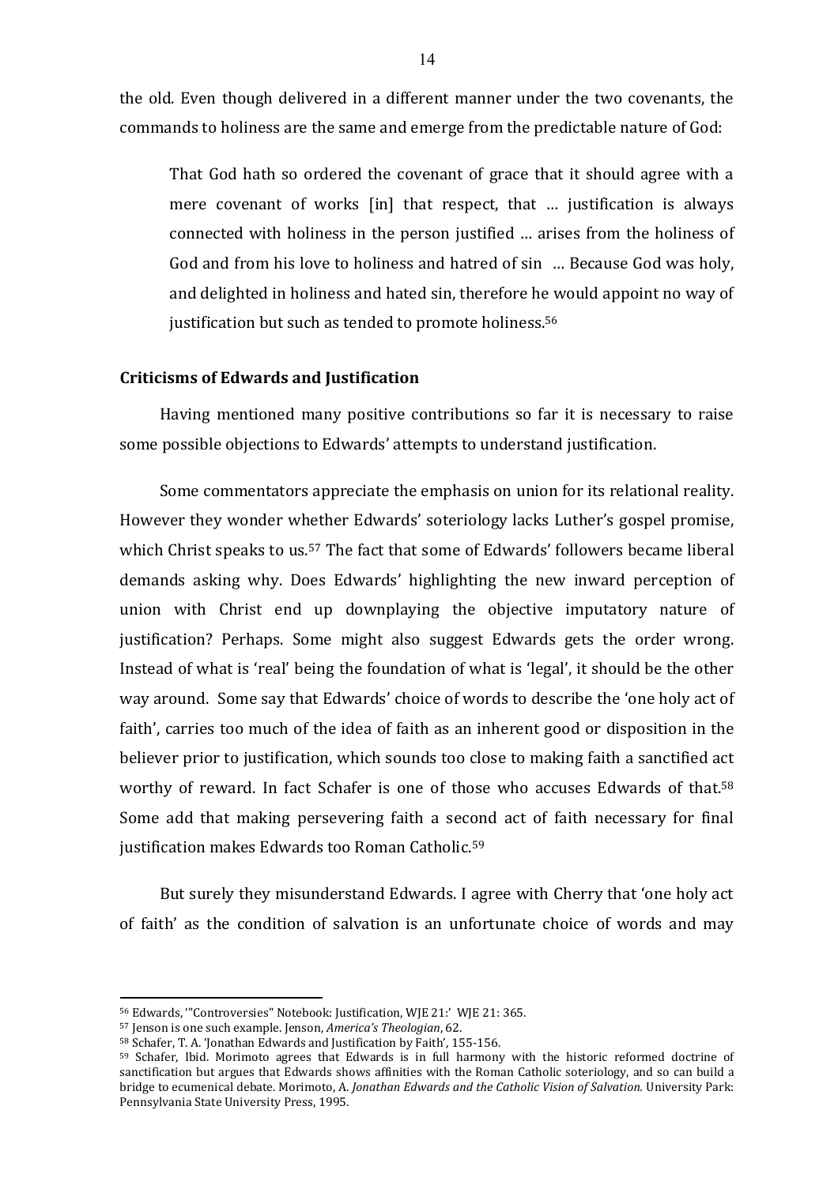the old. Even though delivered in a different manner under the two covenants, the commands to holiness are the same and emerge from the predictable nature of God:

> That God hath so ordered the covenant of grace that it should agree with a mere covenant of works [in] that respect, that … justification is always connected with holiness in the person justified … arises from the holiness of God and from his love to holiness and hatred of sin … Because God was holy, and delighted in holiness and hated sin, therefore he would appoint no way of justification but such as tended to promote holiness.[56]

**Criticisms of Edwards and Justification**

Having mentioned many positive contributions so far it is necessary to raise some possible objections to Edwards' attempts to understand justification.

Some commentators appreciate the emphasis on union for its relational reality. However they wonder whether Edwards' soteriology lacks Luther's gospel promise, which Christ speaks to us.[57] The fact that some of Edwards' followers became liberal demands asking why. Does Edwards' highlighting the new inward perception of union with Christ end up downplaying the objective imputatory nature of justification? Perhaps. Some might also suggest Edwards gets the order wrong. Instead of what is 'real' being the foundation of what is 'legal', it should be the other way around. Some say that Edwards' choice of words to describe the 'one holy act of faith', carries too much of the idea of faith as an inherent good or disposition in the believer prior to justification, which sounds too close to making faith a sanctified act worthy of reward. In fact Schafer is one of those who accuses Edwards of that.[58] Some add that making persevering faith a second act of faith necessary for final justification makes Edwards too Roman Catholic.[59]

But surely they misunderstand Edwards. I agree with Cherry that 'one holy act of faith' as the condition of salvation is an unfortunate choice of words and may

---

[56] Edwards, '"Controversies" Notebook: Justification, WJE 21:' WJE 21: 365.

[57] Jenson is one such example. Jenson, *America's Theologian*, 62.

[58] Schafer, T. A. 'Jonathan Edwards and Justification by Faith', 155-156.

[59] Schafer, Ibid. Morimoto agrees that Edwards is in full harmony with the historic reformed doctrine of sanctification but argues that Edwards shows affinities with the Roman Catholic soteriology, and so can build a bridge to ecumenical debate. Morimoto, A. *Jonathan Edwards and the Catholic Vision of Salvation.* University Park: Pennsylvania State University Press, 1995.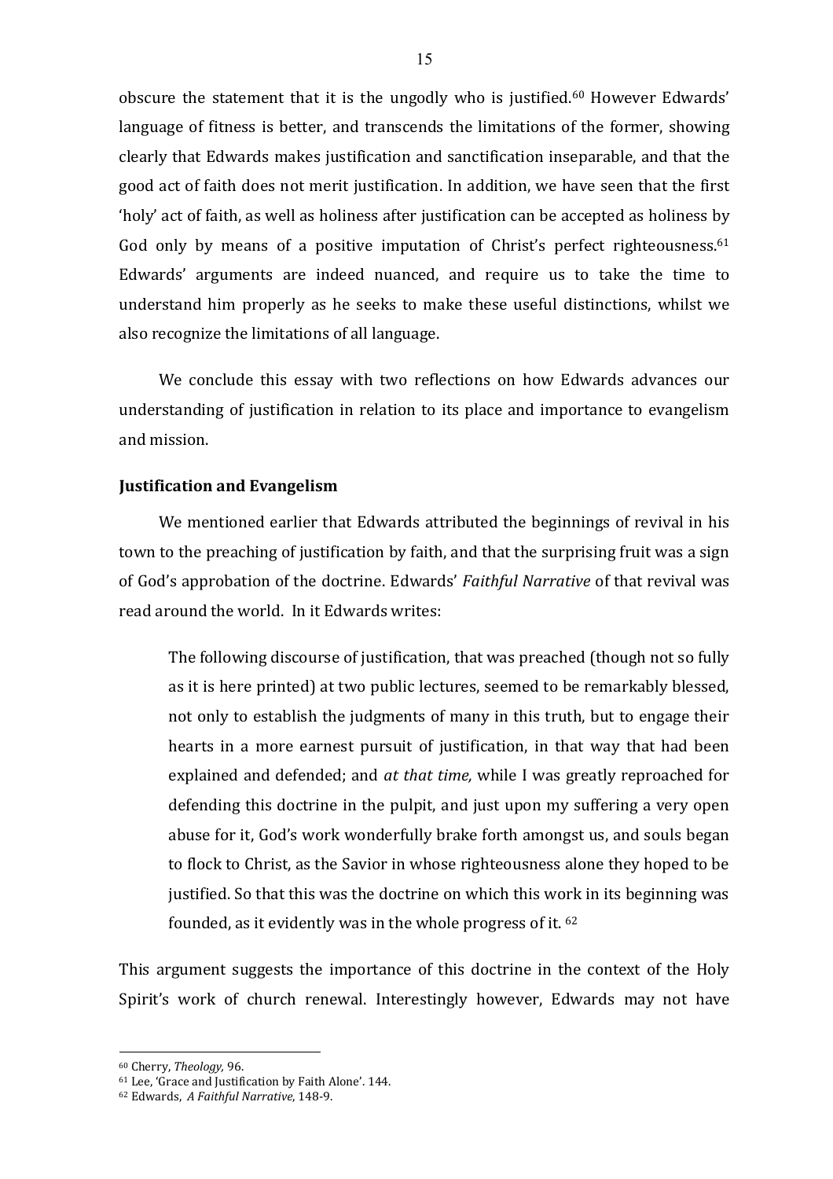obscure the statement that it is the ungodly who is justified.[60] However Edwards' language of fitness is better, and transcends the limitations of the former, showing clearly that Edwards makes justification and sanctification inseparable, and that the good act of faith does not merit justification. In addition, we have seen that the first 'holy' act of faith, as well as holiness after justification can be accepted as holiness by God only by means of a positive imputation of Christ's perfect righteousness.[61] Edwards' arguments are indeed nuanced, and require us to take the time to understand him properly as he seeks to make these useful distinctions, whilst we also recognize the limitations of all language.

We conclude this essay with two reflections on how Edwards advances our understanding of justification in relation to its place and importance to evangelism and mission.

**Justification and Evangelism**

We mentioned earlier that Edwards attributed the beginnings of revival in his town to the preaching of justification by faith, and that the surprising fruit was a sign of God's approbation of the doctrine. Edwards' *Faithful Narrative* of that revival was read around the world. In it Edwards writes:

> The following discourse of justification, that was preached (though not so fully as it is here printed) at two public lectures, seemed to be remarkably blessed, not only to establish the judgments of many in this truth, but to engage their hearts in a more earnest pursuit of justification, in that way that had been explained and defended; and *at that time,* while I was greatly reproached for defending this doctrine in the pulpit, and just upon my suffering a very open abuse for it, God's work wonderfully brake forth amongst us, and souls began to flock to Christ, as the Savior in whose righteousness alone they hoped to be justified. So that this was the doctrine on which this work in its beginning was founded, as it evidently was in the whole progress of it. [62]

This argument suggests the importance of this doctrine in the context of the Holy Spirit's work of church renewal. Interestingly however, Edwards may not have

---

[60] Cherry, *Theology,* 96.

[61] Lee, 'Grace and Justification by Faith Alone'. 144.

[62] Edwards, *A Faithful Narrative*, 148-9.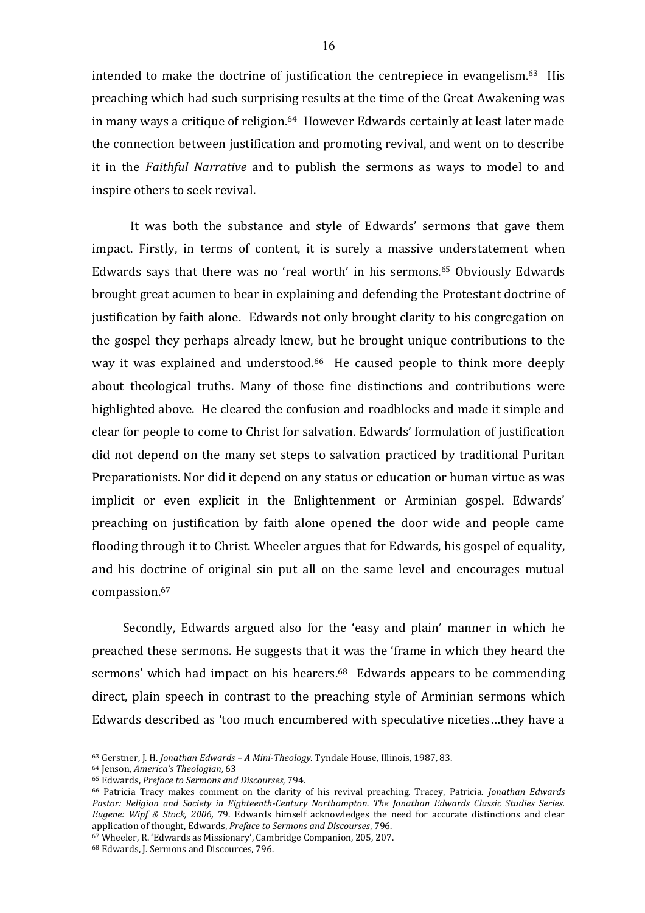intended to make the doctrine of justification the centrepiece in evangelism.[63] His preaching which had such surprising results at the time of the Great Awakening was in many ways a critique of religion.[64] However Edwards certainly at least later made the connection between justification and promoting revival, and went on to describe it in the *Faithful Narrative* and to publish the sermons as ways to model to and inspire others to seek revival.

It was both the substance and style of Edwards' sermons that gave them impact. Firstly, in terms of content, it is surely a massive understatement when Edwards says that there was no 'real worth' in his sermons.[65] Obviously Edwards brought great acumen to bear in explaining and defending the Protestant doctrine of justification by faith alone. Edwards not only brought clarity to his congregation on the gospel they perhaps already knew, but he brought unique contributions to the way it was explained and understood.[66] He caused people to think more deeply about theological truths. Many of those fine distinctions and contributions were highlighted above. He cleared the confusion and roadblocks and made it simple and clear for people to come to Christ for salvation. Edwards' formulation of justification did not depend on the many set steps to salvation practiced by traditional Puritan Preparationists. Nor did it depend on any status or education or human virtue as was implicit or even explicit in the Enlightenment or Arminian gospel. Edwards' preaching on justification by faith alone opened the door wide and people came flooding through it to Christ. Wheeler argues that for Edwards, his gospel of equality, and his doctrine of original sin put all on the same level and encourages mutual compassion.[67]

Secondly, Edwards argued also for the 'easy and plain' manner in which he preached these sermons. He suggests that it was the 'frame in which they heard the sermons' which had impact on his hearers.[68] Edwards appears to be commending direct, plain speech in contrast to the preaching style of Arminian sermons which Edwards described as 'too much encumbered with speculative niceties…they have a

---

[63] Gerstner, J. H. *Jonathan Edwards – A Mini-Theology.* Tyndale House, Illinois, 1987, 83.

[64] Jenson, *America's Theologian*, 63

[65] Edwards, *Preface to Sermons and Discourses*, 794.

[66] Patricia Tracy makes comment on the clarity of his revival preaching. Tracey, Patricia. *Jonathan Edwards Pastor: Religion and Society in Eighteenth-Century Northampton. The Jonathan Edwards Classic Studies Series. Eugene: Wipf & Stock, 2006,* 79. Edwards himself acknowledges the need for accurate distinctions and clear application of thought, Edwards, *Preface to Sermons and Discourses*, 796.

[67] Wheeler, R. 'Edwards as Missionary', Cambridge Companion, 205, 207.

[68] Edwards, J. Sermons and Discources, 796.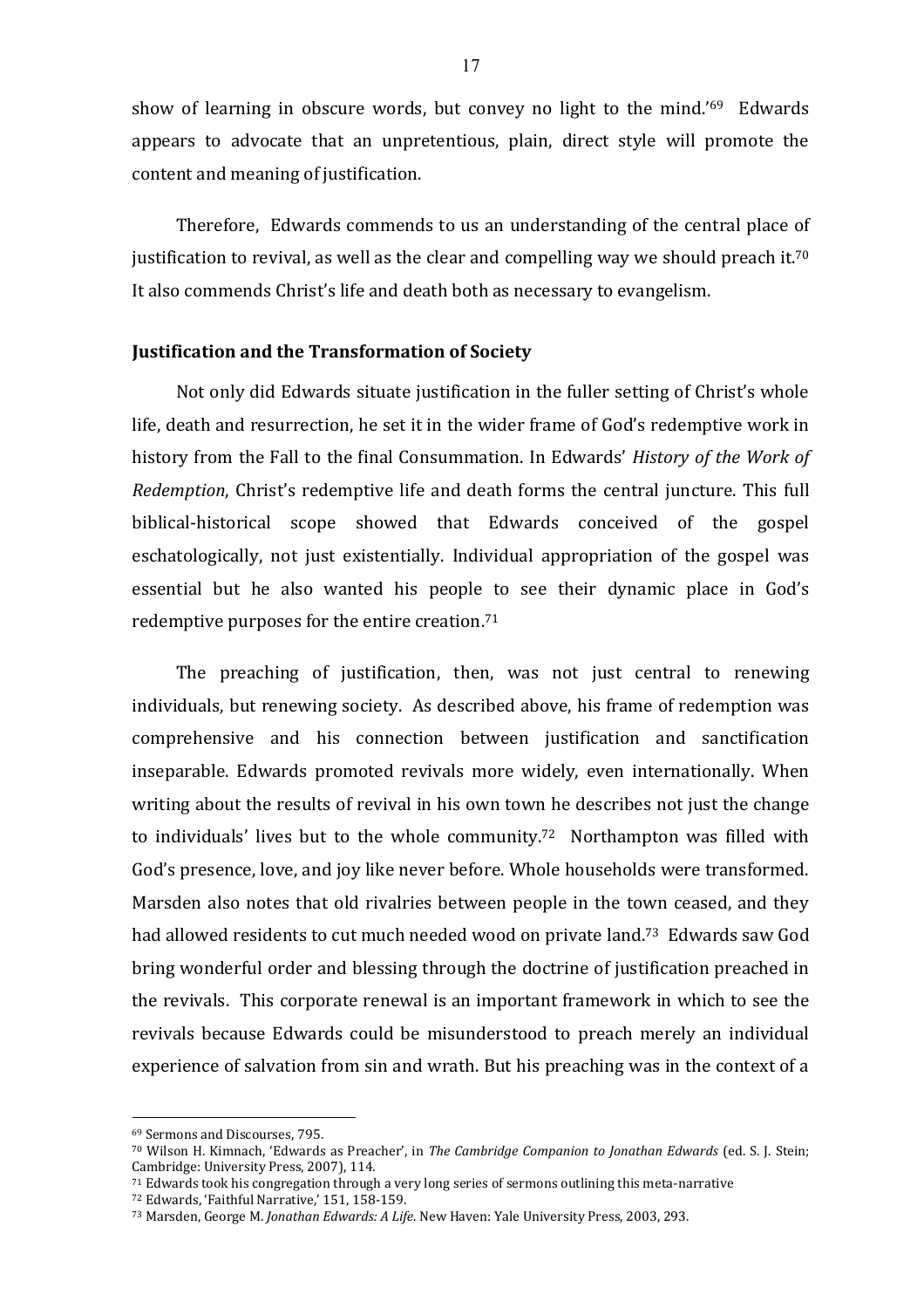show of learning in obscure words, but convey no light to the mind.'[69] Edwards appears to advocate that an unpretentious, plain, direct style will promote the content and meaning of justification.

Therefore, Edwards commends to us an understanding of the central place of justification to revival, as well as the clear and compelling way we should preach it.[70] It also commends Christ's life and death both as necessary to evangelism.

### Justification and the Transformation of Society

Not only did Edwards situate justification in the fuller setting of Christ's whole life, death and resurrection, he set it in the wider frame of God's redemptive work in history from the Fall to the final Consummation. In Edwards' *History of the Work of Redemption*, Christ's redemptive life and death forms the central juncture. This full biblical-historical scope showed that Edwards conceived of the gospel eschatologically, not just existentially. Individual appropriation of the gospel was essential but he also wanted his people to see their dynamic place in God's redemptive purposes for the entire creation.[71]

The preaching of justification, then, was not just central to renewing individuals, but renewing society. As described above, his frame of redemption was comprehensive and his connection between justification and sanctification inseparable. Edwards promoted revivals more widely, even internationally. When writing about the results of revival in his own town he describes not just the change to individuals' lives but to the whole community.[72] Northampton was filled with God's presence, love, and joy like never before. Whole households were transformed. Marsden also notes that old rivalries between people in the town ceased, and they had allowed residents to cut much needed wood on private land.[73] Edwards saw God bring wonderful order and blessing through the doctrine of justification preached in the revivals. This corporate renewal is an important framework in which to see the revivals because Edwards could be misunderstood to preach merely an individual experience of salvation from sin and wrath. But his preaching was in the context of a

---

[69] Sermons and Discourses, 795.

[70] Wilson H. Kimnach, 'Edwards as Preacher', in *The Cambridge Companion to Jonathan Edwards* (ed. S. J. Stein; Cambridge: University Press, 2007), 114.

[71] Edwards took his congregation through a very long series of sermons outlining this meta-narrative

[72] Edwards, 'Faithful Narrative,' 151, 158-159.

[73] Marsden, George M. *Jonathan Edwards: A Life*. New Haven: Yale University Press, 2003, 293.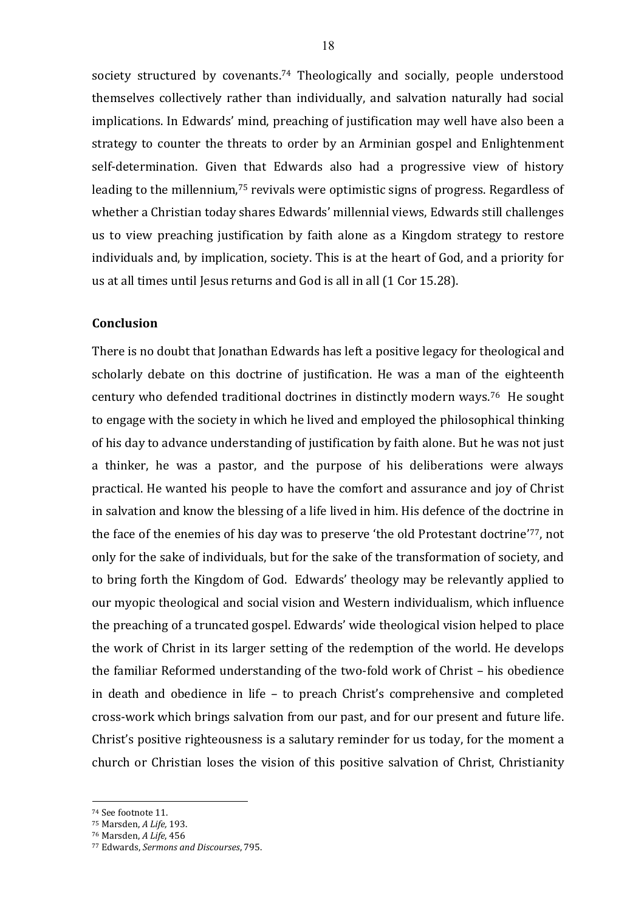society structured by covenants.[74] Theologically and socially, people understood themselves collectively rather than individually, and salvation naturally had social implications. In Edwards' mind, preaching of justification may well have also been a strategy to counter the threats to order by an Arminian gospel and Enlightenment self-determination. Given that Edwards also had a progressive view of history leading to the millennium,[75] revivals were optimistic signs of progress. Regardless of whether a Christian today shares Edwards' millennial views, Edwards still challenges us to view preaching justification by faith alone as a Kingdom strategy to restore individuals and, by implication, society. This is at the heart of God, and a priority for us at all times until Jesus returns and God is all in all (1 Cor 15.28).

**Conclusion**

There is no doubt that Jonathan Edwards has left a positive legacy for theological and scholarly debate on this doctrine of justification. He was a man of the eighteenth century who defended traditional doctrines in distinctly modern ways.[76] He sought to engage with the society in which he lived and employed the philosophical thinking of his day to advance understanding of justification by faith alone. But he was not just a thinker, he was a pastor, and the purpose of his deliberations were always practical. He wanted his people to have the comfort and assurance and joy of Christ in salvation and know the blessing of a life lived in him. His defence of the doctrine in the face of the enemies of his day was to preserve 'the old Protestant doctrine'[77], not only for the sake of individuals, but for the sake of the transformation of society, and to bring forth the Kingdom of God. Edwards' theology may be relevantly applied to our myopic theological and social vision and Western individualism, which influence the preaching of a truncated gospel. Edwards' wide theological vision helped to place the work of Christ in its larger setting of the redemption of the world. He develops the familiar Reformed understanding of the two-fold work of Christ – his obedience in death and obedience in life – to preach Christ's comprehensive and completed cross-work which brings salvation from our past, and for our present and future life. Christ's positive righteousness is a salutary reminder for us today, for the moment a church or Christian loses the vision of this positive salvation of Christ, Christianity

[74] See footnote 11.

[75] Marsden, *A Life,* 193.

[76] Marsden, *A Life*, 456

[77] Edwards, *Sermons and Discourses*, 795.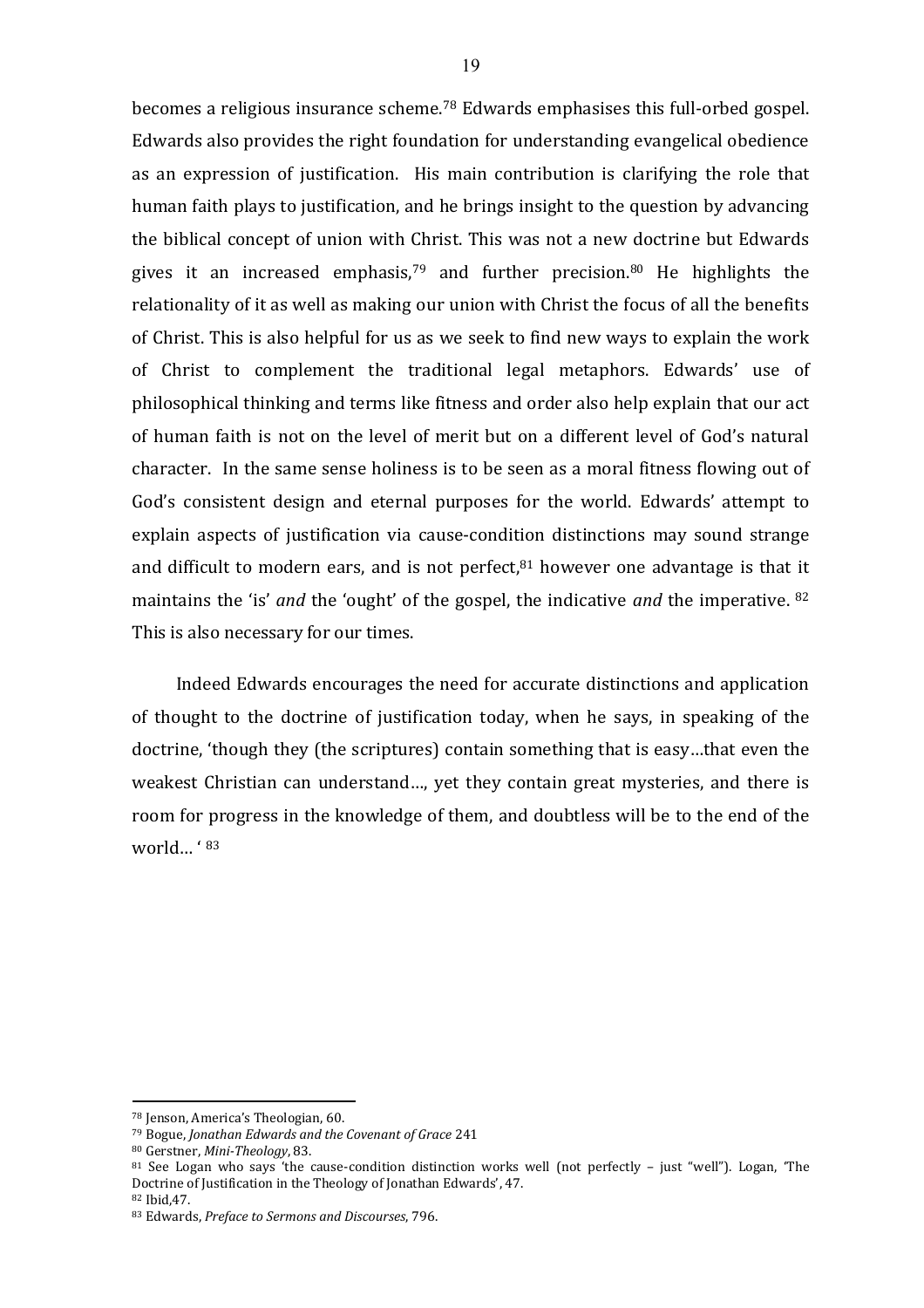becomes a religious insurance scheme.[78] Edwards emphasises this full-orbed gospel. Edwards also provides the right foundation for understanding evangelical obedience as an expression of justification. His main contribution is clarifying the role that human faith plays to justification, and he brings insight to the question by advancing the biblical concept of union with Christ. This was not a new doctrine but Edwards gives it an increased emphasis,[79] and further precision.[80] He highlights the relationality of it as well as making our union with Christ the focus of all the benefits of Christ. This is also helpful for us as we seek to find new ways to explain the work of Christ to complement the traditional legal metaphors. Edwards' use of philosophical thinking and terms like fitness and order also help explain that our act of human faith is not on the level of merit but on a different level of God's natural character. In the same sense holiness is to be seen as a moral fitness flowing out of God's consistent design and eternal purposes for the world. Edwards' attempt to explain aspects of justification via cause-condition distinctions may sound strange and difficult to modern ears, and is not perfect,[81] however one advantage is that it maintains the 'is' *and* the 'ought' of the gospel, the indicative *and* the imperative. [82] This is also necessary for our times.

Indeed Edwards encourages the need for accurate distinctions and application of thought to the doctrine of justification today, when he says, in speaking of the doctrine, 'though they (the scriptures) contain something that is easy…that even the weakest Christian can understand…, yet they contain great mysteries, and there is room for progress in the knowledge of them, and doubtless will be to the end of the world… ' [83]

---

[78] Jenson, America's Theologian, 60.

[79] Bogue, *Jonathan Edwards and the Covenant of Grace* 241

[80] Gerstner, *Mini-Theology*, 83.

[81] See Logan who says 'the cause-condition distinction works well (not perfectly – just "well"). Logan, 'The Doctrine of Justification in the Theology of Jonathan Edwards', 47.

[82] Ibid,47.

[83] Edwards, *Preface to Sermons and Discourses*, 796.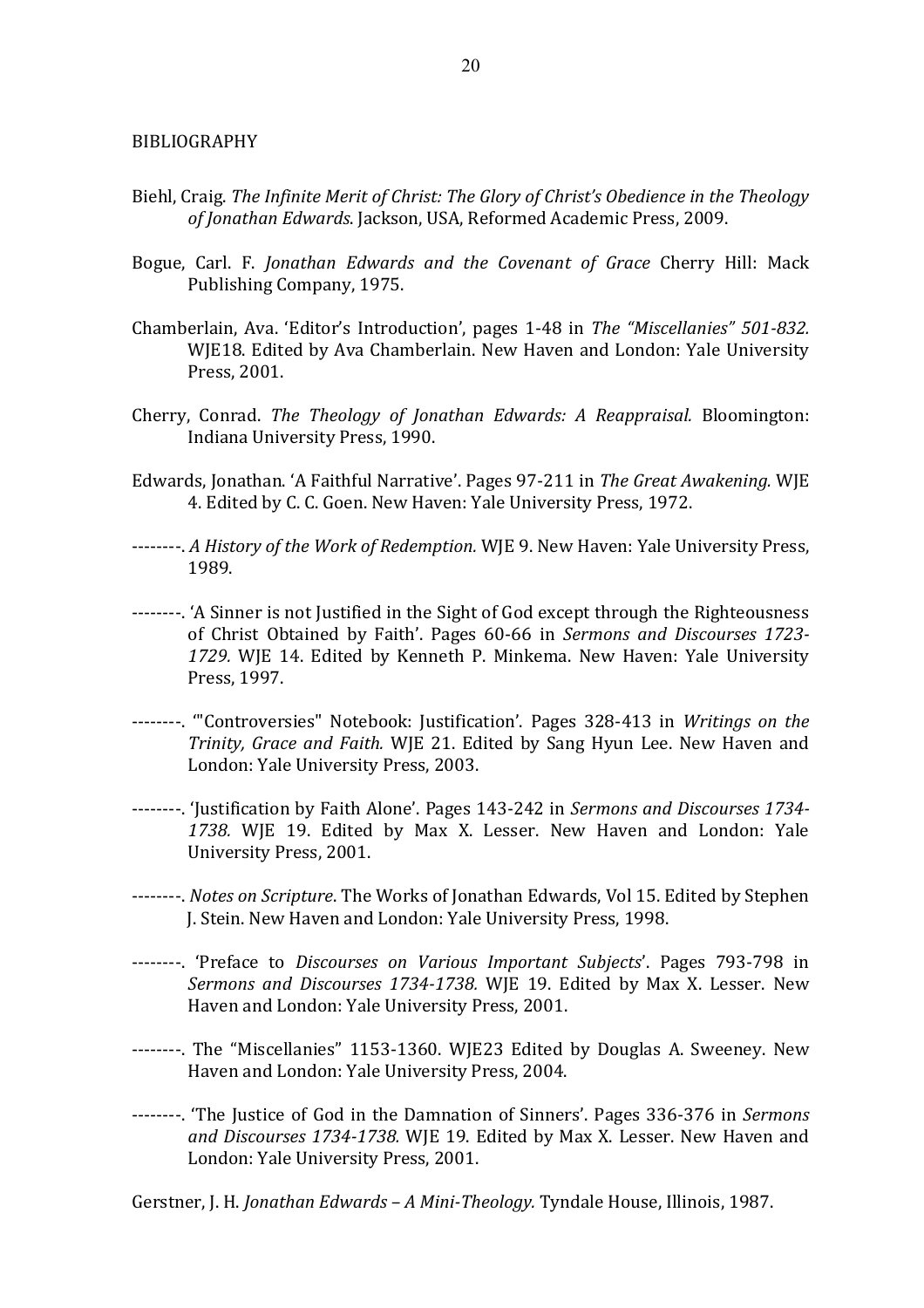BIBLIOGRAPHY

Biehl, Craig. *The Infinite Merit of Christ: The Glory of Christ's Obedience in the Theology of Jonathan Edwards*. Jackson, USA, Reformed Academic Press, 2009.

Bogue, Carl. F. *Jonathan Edwards and the Covenant of Grace* Cherry Hill: Mack Publishing Company, 1975.

Chamberlain, Ava. 'Editor's Introduction', pages 1-48 in *The "Miscellanies" 501-832.* WJE18. Edited by Ava Chamberlain. New Haven and London: Yale University Press, 2001.

Cherry, Conrad. *The Theology of Jonathan Edwards: A Reappraisal.* Bloomington: Indiana University Press, 1990.

Edwards, Jonathan. 'A Faithful Narrative'. Pages 97-211 in *The Great Awakening.* WJE 4. Edited by C. C. Goen. New Haven: Yale University Press, 1972.

--------. *A History of the Work of Redemption.* WJE 9. New Haven: Yale University Press, 1989.

--------. 'A Sinner is not Justified in the Sight of God except through the Righteousness of Christ Obtained by Faith'. Pages 60-66 in *Sermons and Discourses 1723-1729.* WJE 14. Edited by Kenneth P. Minkema. New Haven: Yale University Press, 1997.

--------. '"Controversies" Notebook: Justification'. Pages 328-413 in *Writings on the Trinity, Grace and Faith.* WJE 21. Edited by Sang Hyun Lee. New Haven and London: Yale University Press, 2003.

--------. 'Justification by Faith Alone'. Pages 143-242 in *Sermons and Discourses 1734-1738.* WJE 19. Edited by Max X. Lesser. New Haven and London: Yale University Press, 2001.

--------. *Notes on Scripture*. The Works of Jonathan Edwards, Vol 15. Edited by Stephen J. Stein. New Haven and London: Yale University Press, 1998.

--------. 'Preface to *Discourses on Various Important Subjects*'. Pages 793-798 in *Sermons and Discourses 1734-1738.* WJE 19. Edited by Max X. Lesser. New Haven and London: Yale University Press, 2001.

--------. The "Miscellanies" 1153-1360. WJE23 Edited by Douglas A. Sweeney. New Haven and London: Yale University Press, 2004.

--------. 'The Justice of God in the Damnation of Sinners'. Pages 336-376 in *Sermons and Discourses 1734-1738.* WJE 19. Edited by Max X. Lesser. New Haven and London: Yale University Press, 2001.

Gerstner, J. H. *Jonathan Edwards – A Mini-Theology.* Tyndale House, Illinois, 1987.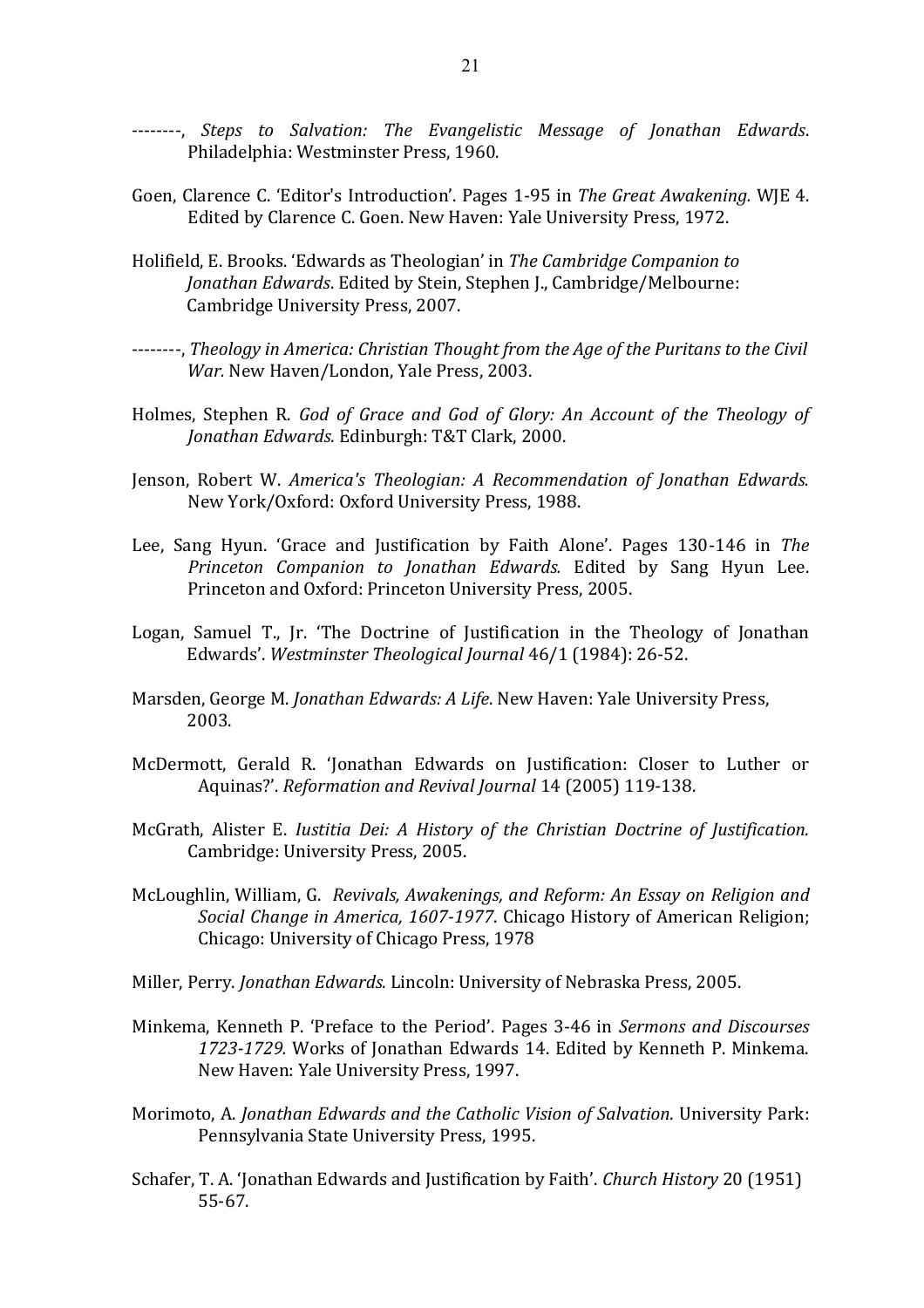--------, *Steps to Salvation: The Evangelistic Message of Jonathan Edwards*. Philadelphia: Westminster Press, 1960.

Goen, Clarence C. 'Editor's Introduction'. Pages 1-95 in *The Great Awakening.* WJE 4. Edited by Clarence C. Goen. New Haven: Yale University Press, 1972.

Holifield, E. Brooks. 'Edwards as Theologian' in *The Cambridge Companion to Jonathan Edwards*. Edited by Stein, Stephen J., Cambridge/Melbourne: Cambridge University Press, 2007.

--------, *Theology in America: Christian Thought from the Age of the Puritans to the Civil War.* New Haven/London, Yale Press, 2003.

Holmes, Stephen R. *God of Grace and God of Glory: An Account of the Theology of Jonathan Edwards.* Edinburgh: T&T Clark, 2000.

Jenson, Robert W. *America's Theologian: A Recommendation of Jonathan Edwards.* New York/Oxford: Oxford University Press, 1988.

Lee, Sang Hyun. 'Grace and Justification by Faith Alone'. Pages 130-146 in *The Princeton Companion to Jonathan Edwards.* Edited by Sang Hyun Lee. Princeton and Oxford: Princeton University Press, 2005.

Logan, Samuel T., Jr. 'The Doctrine of Justification in the Theology of Jonathan Edwards'. *Westminster Theological Journal* 46/1 (1984): 26-52.

Marsden, George M. *Jonathan Edwards: A Life*. New Haven: Yale University Press, 2003.

McDermott, Gerald R. 'Jonathan Edwards on Justification: Closer to Luther or Aquinas?'. *Reformation and Revival Journal* 14 (2005) 119-138.

McGrath, Alister E. *Iustitia Dei: A History of the Christian Doctrine of Justification.* Cambridge: University Press, 2005.

McLoughlin, William, G. *Revivals, Awakenings, and Reform: An Essay on Religion and Social Change in America, 1607-1977*. Chicago History of American Religion; Chicago: University of Chicago Press, 1978

Miller, Perry. *Jonathan Edwards.* Lincoln: University of Nebraska Press, 2005.

Minkema, Kenneth P. 'Preface to the Period'. Pages 3-46 in *Sermons and Discourses 1723-1729.* Works of Jonathan Edwards 14. Edited by Kenneth P. Minkema. New Haven: Yale University Press, 1997.

Morimoto, A. *Jonathan Edwards and the Catholic Vision of Salvation.* University Park: Pennsylvania State University Press, 1995.

Schafer, T. A. 'Jonathan Edwards and Justification by Faith'. *Church History* 20 (1951) 55-67.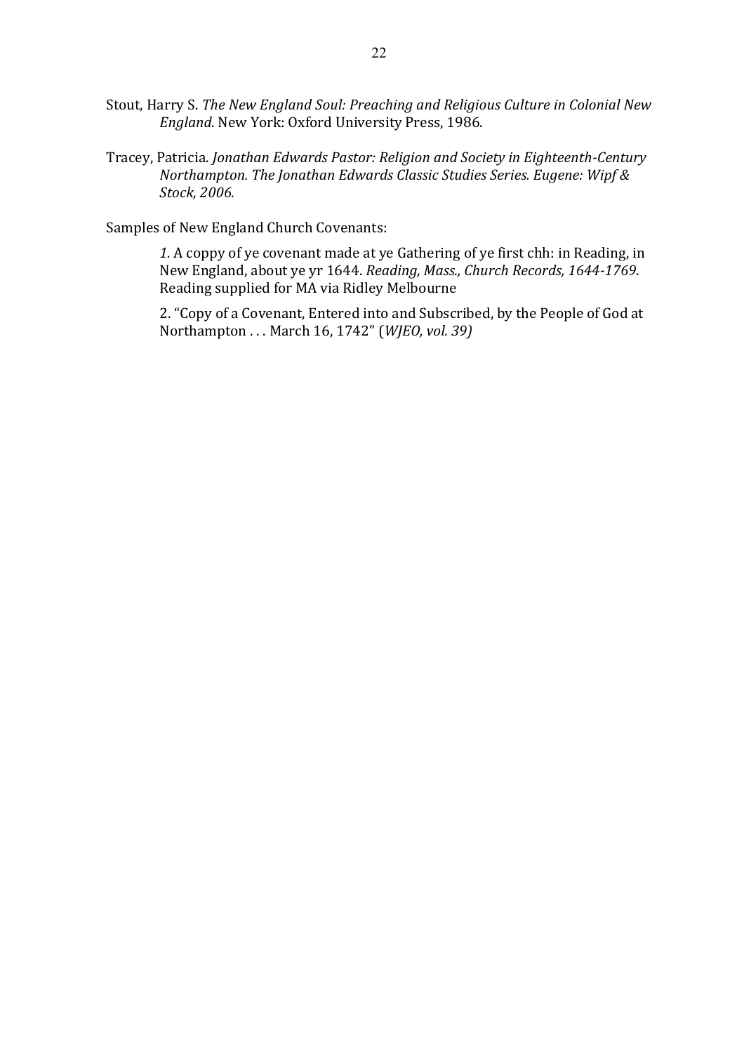Stout, Harry S. *The New England Soul: Preaching and Religious Culture in Colonial New England.* New York: Oxford University Press, 1986.

Tracey, Patricia. *Jonathan Edwards Pastor: Religion and Society in Eighteenth-Century Northampton. The Jonathan Edwards Classic Studies Series. Eugene: Wipf & Stock, 2006.*

Samples of New England Church Covenants:

> *1.* A coppy of ye covenant made at ye Gathering of ye first chh: in Reading, in New England, about ye yr 1644. *Reading, Mass., Church Records, 1644-1769*. Reading supplied for MA via Ridley Melbourne
>
> 2. "Copy of a Covenant, Entered into and Subscribed, by the People of God at Northampton . . . March 16, 1742" (*WJEO, vol. 39)*